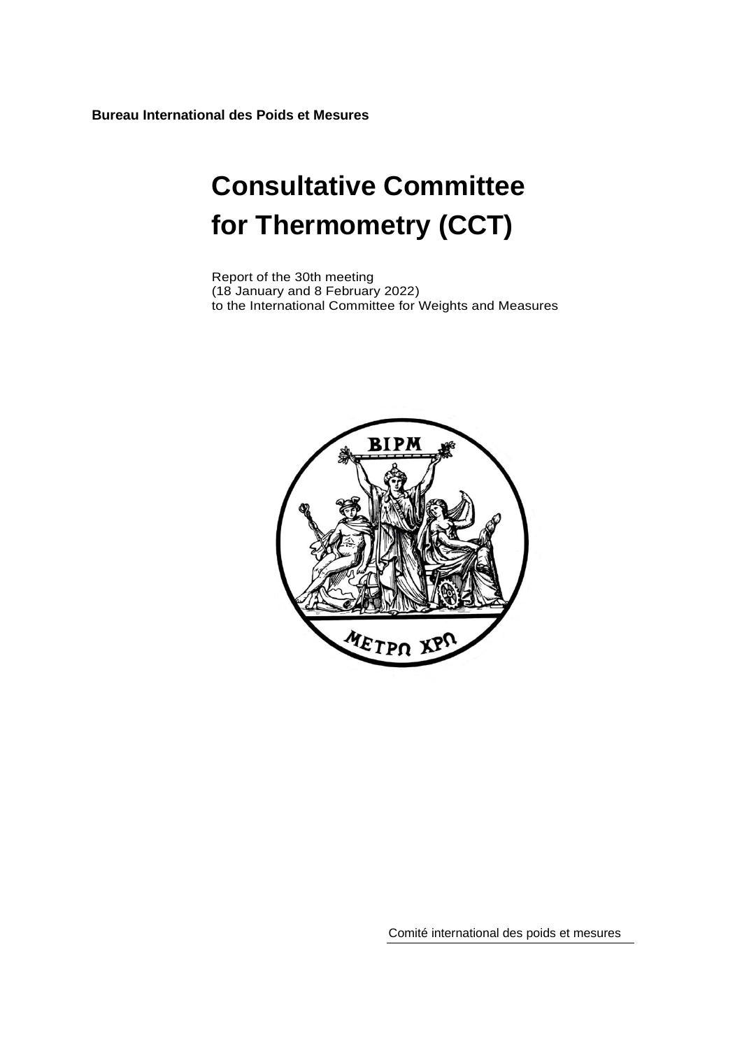**Bureau International des Poids et Mesures**

# Consultative Committee for Thermometry (CCT)

Report of the 30th meeting
(18 January and 8 February 2022)
to the International Committee for Weights and Measures

Comité international des poids et mesures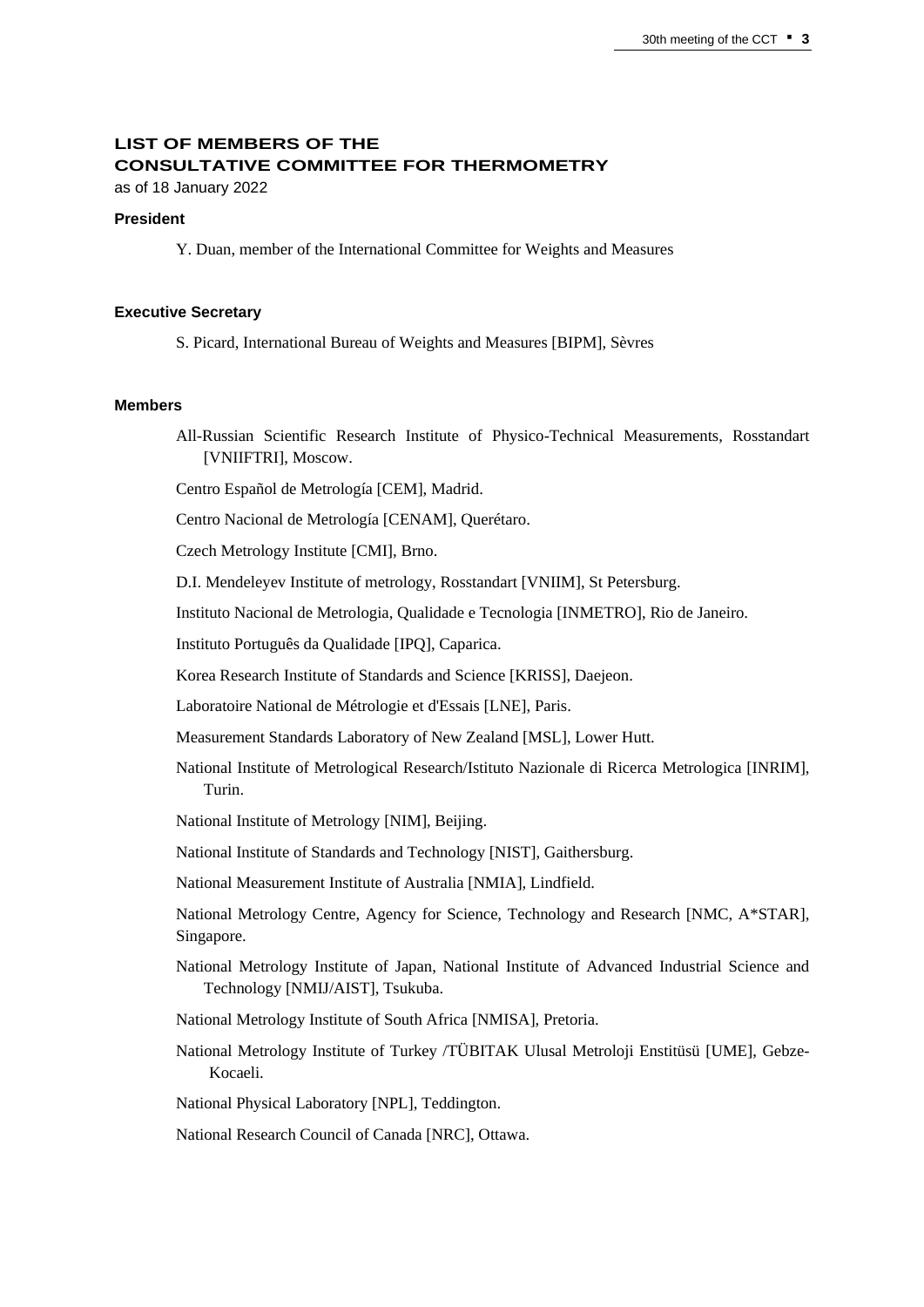# LIST OF MEMBERS OF THE CONSULTATIVE COMMITTEE FOR THERMOMETRY

as of 18 January 2022

### President

Y. Duan, member of the International Committee for Weights and Measures

### Executive Secretary

S. Picard, International Bureau of Weights and Measures [BIPM], Sèvres

### Members

All-Russian Scientific Research Institute of Physico-Technical Measurements, Rosstandart [VNIIFTRI], Moscow.

Centro Español de Metrología [CEM], Madrid.

Centro Nacional de Metrología [CENAM], Querétaro.

Czech Metrology Institute [CMI], Brno.

D.I. Mendeleyev Institute of metrology, Rosstandart [VNIIM], St Petersburg.

Instituto Nacional de Metrologia, Qualidade e Tecnologia [INMETRO], Rio de Janeiro.

Instituto Português da Qualidade [IPQ], Caparica.

Korea Research Institute of Standards and Science [KRISS], Daejeon.

Laboratoire National de Métrologie et d'Essais [LNE], Paris.

Measurement Standards Laboratory of New Zealand [MSL], Lower Hutt.

National Institute of Metrological Research/Istituto Nazionale di Ricerca Metrologica [INRIM], Turin.

National Institute of Metrology [NIM], Beijing.

National Institute of Standards and Technology [NIST], Gaithersburg.

National Measurement Institute of Australia [NMIA], Lindfield.

National Metrology Centre, Agency for Science, Technology and Research [NMC, A*STAR], Singapore.

National Metrology Institute of Japan, National Institute of Advanced Industrial Science and Technology [NMIJ/AIST], Tsukuba.

National Metrology Institute of South Africa [NMISA], Pretoria.

National Metrology Institute of Turkey /TÜBITAK Ulusal Metroloji Enstitüsü [UME], Gebze-Kocaeli.

National Physical Laboratory [NPL], Teddington.

National Research Council of Canada [NRC], Ottawa.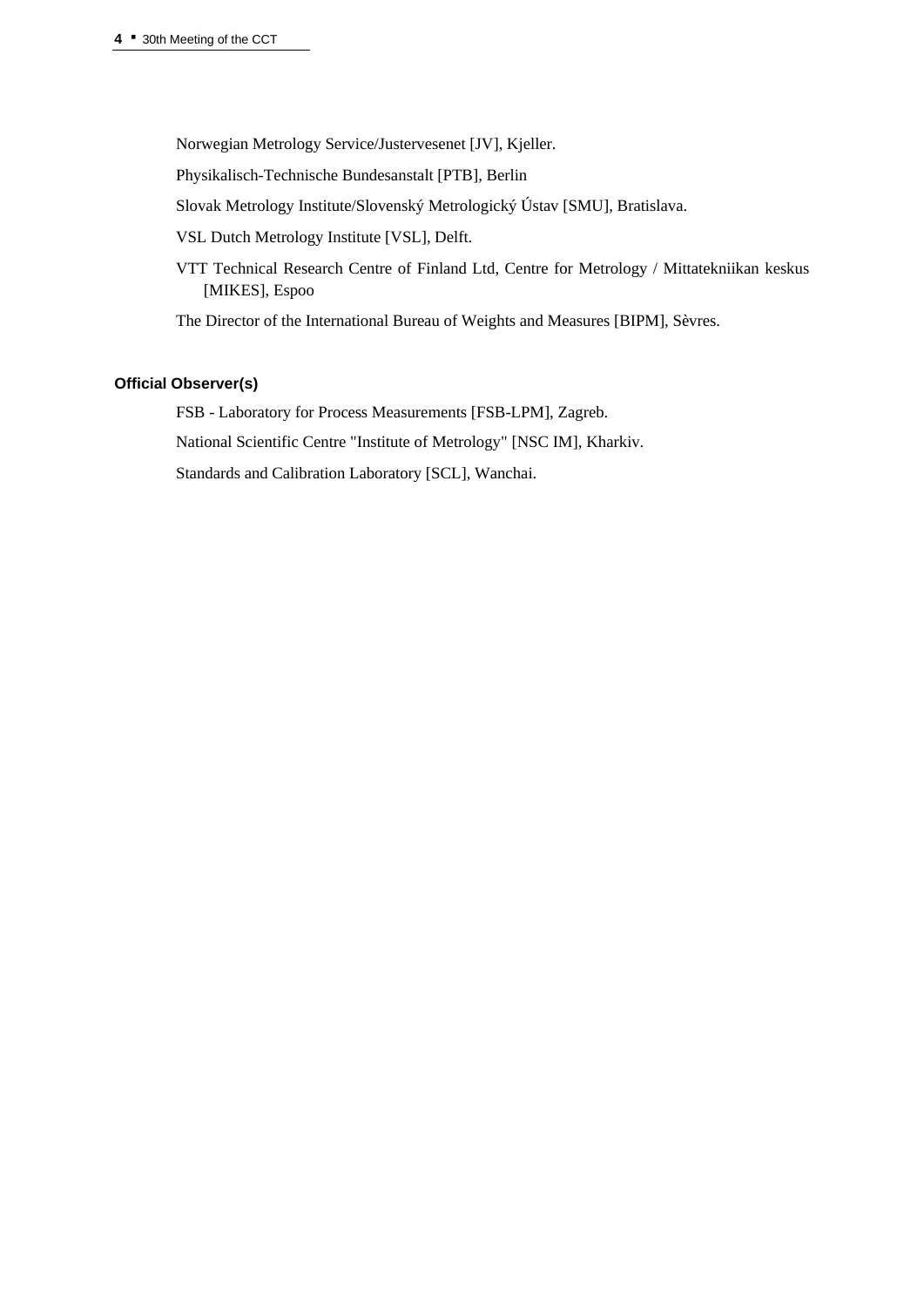Norwegian Metrology Service/Justervesenet [JV], Kjeller.

Physikalisch-Technische Bundesanstalt [PTB], Berlin

Slovak Metrology Institute/Slovenský Metrologický Ústav [SMU], Bratislava.

VSL Dutch Metrology Institute [VSL], Delft.

VTT Technical Research Centre of Finland Ltd, Centre for Metrology / Mittatekniikan keskus [MIKES], Espoo

The Director of the International Bureau of Weights and Measures [BIPM], Sèvres.

**Official Observer(s)**

FSB - Laboratory for Process Measurements [FSB-LPM], Zagreb.

National Scientific Centre "Institute of Metrology" [NSC IM], Kharkiv.

Standards and Calibration Laboratory [SCL], Wanchai.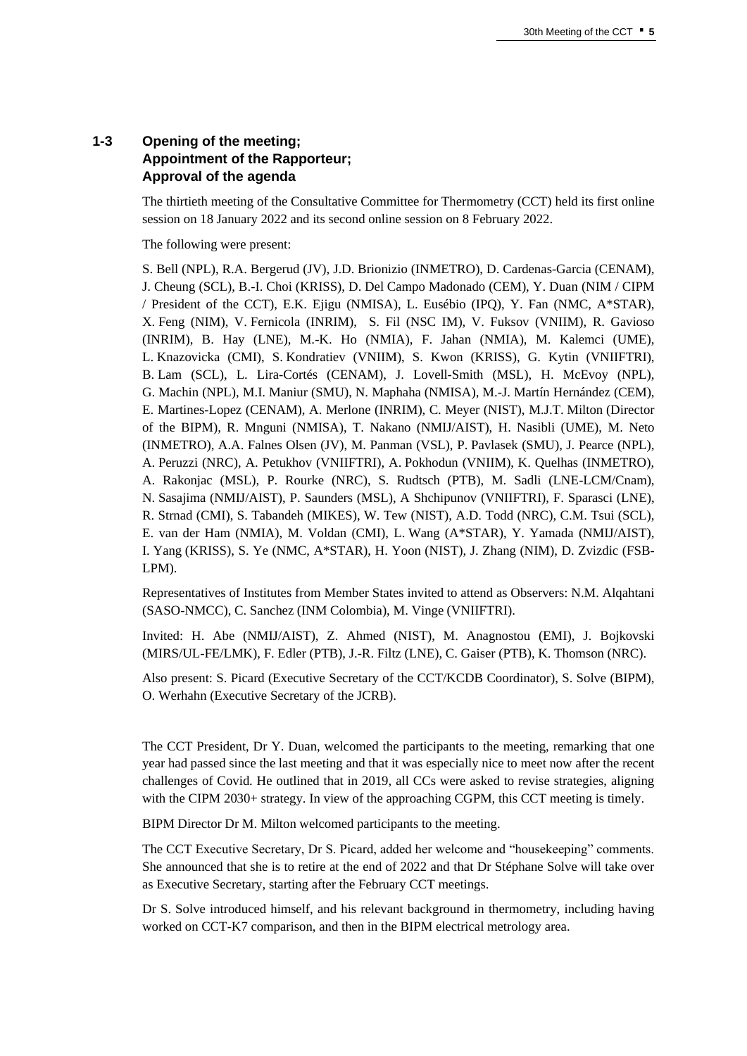## 1-3 Opening of the meeting; Appointment of the Rapporteur; Approval of the agenda

The thirtieth meeting of the Consultative Committee for Thermometry (CCT) held its first online session on 18 January 2022 and its second online session on 8 February 2022.

The following were present:

S. Bell (NPL), R.A. Bergerud (JV), J.D. Brionizio (INMETRO), D. Cardenas-Garcia (CENAM), J. Cheung (SCL), B.-I. Choi (KRISS), D. Del Campo Madonado (CEM), Y. Duan (NIM / CIPM / President of the CCT), E.K. Ejigu (NMISA), L. Eusébio (IPQ), Y. Fan (NMC, A*STAR), X. Feng (NIM), V. Fernicola (INRIM), S. Fil (NSC IM), V. Fuksov (VNIIM), R. Gavioso (INRIM), B. Hay (LNE), M.-K. Ho (NMIA), F. Jahan (NMIA), M. Kalemci (UME), L. Knazovicka (CMI), S. Kondratiev (VNIIM), S. Kwon (KRISS), G. Kytin (VNIIFTRI), B. Lam (SCL), L. Lira-Cortés (CENAM), J. Lovell-Smith (MSL), H. McEvoy (NPL), G. Machin (NPL), M.I. Maniur (SMU), N. Maphaha (NMISA), M.-J. Martín Hernández (CEM), E. Martines-Lopez (CENAM), A. Merlone (INRIM), C. Meyer (NIST), M.J.T. Milton (Director of the BIPM), R. Mnguni (NMISA), T. Nakano (NMIJ/AIST), H. Nasibli (UME), M. Neto (INMETRO), A.A. Falnes Olsen (JV), M. Panman (VSL), P. Pavlasek (SMU), J. Pearce (NPL), A. Peruzzi (NRC), A. Petukhov (VNIIFTRI), A. Pokhodun (VNIIM), K. Quelhas (INMETRO), A. Rakonjac (MSL), P. Rourke (NRC), S. Rudtsch (PTB), M. Sadli (LNE-LCM/Cnam), N. Sasajima (NMIJ/AIST), P. Saunders (MSL), A Shchipunov (VNIIFTRI), F. Sparasci (LNE), R. Strnad (CMI), S. Tabandeh (MIKES), W. Tew (NIST), A.D. Todd (NRC), C.M. Tsui (SCL), E. van der Ham (NMIA), M. Voldan (CMI), L. Wang (A*STAR), Y. Yamada (NMIJ/AIST), I. Yang (KRISS), S. Ye (NMC, A*STAR), H. Yoon (NIST), J. Zhang (NIM), D. Zvizdic (FSB-LPM).

Representatives of Institutes from Member States invited to attend as Observers: N.M. Alqahtani (SASO-NMCC), C. Sanchez (INM Colombia), M. Vinge (VNIIFTRI).

Invited: H. Abe (NMIJ/AIST), Z. Ahmed (NIST), M. Anagnostou (EMI), J. Bojkovski (MIRS/UL-FE/LMK), F. Edler (PTB), J.-R. Filtz (LNE), C. Gaiser (PTB), K. Thomson (NRC).

Also present: S. Picard (Executive Secretary of the CCT/KCDB Coordinator), S. Solve (BIPM), O. Werhahn (Executive Secretary of the JCRB).

The CCT President, Dr Y. Duan, welcomed the participants to the meeting, remarking that one year had passed since the last meeting and that it was especially nice to meet now after the recent challenges of Covid. He outlined that in 2019, all CCs were asked to revise strategies, aligning with the CIPM 2030+ strategy. In view of the approaching CGPM, this CCT meeting is timely.

BIPM Director Dr M. Milton welcomed participants to the meeting.

The CCT Executive Secretary, Dr S. Picard, added her welcome and "housekeeping" comments. She announced that she is to retire at the end of 2022 and that Dr Stéphane Solve will take over as Executive Secretary, starting after the February CCT meetings.

Dr S. Solve introduced himself, and his relevant background in thermometry, including having worked on CCT-K7 comparison, and then in the BIPM electrical metrology area.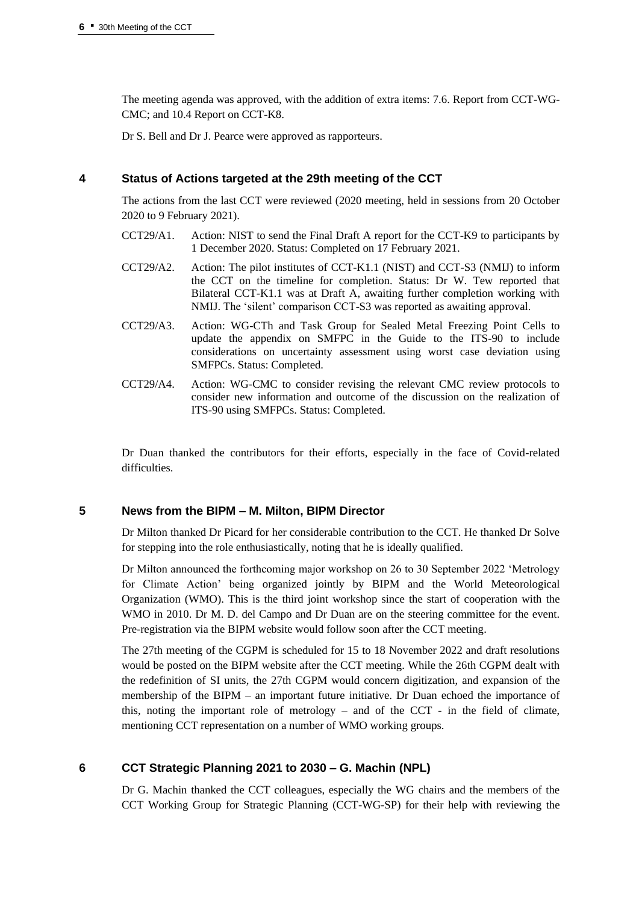The meeting agenda was approved, with the addition of extra items: 7.6. Report from CCT-WG-CMC; and 10.4 Report on CCT-K8.

Dr S. Bell and Dr J. Pearce were approved as rapporteurs.

## 4 Status of Actions targeted at the 29th meeting of the CCT

The actions from the last CCT were reviewed (2020 meeting, held in sessions from 20 October 2020 to 9 February 2021).

- CCT29/A1. Action: NIST to send the Final Draft A report for the CCT-K9 to participants by 1 December 2020. Status: Completed on 17 February 2021.
- CCT29/A2. Action: The pilot institutes of CCT-K1.1 (NIST) and CCT-S3 (NMIJ) to inform the CCT on the timeline for completion. Status: Dr W. Tew reported that Bilateral CCT-K1.1 was at Draft A, awaiting further completion working with NMIJ. The 'silent' comparison CCT-S3 was reported as awaiting approval.
- CCT29/A3. Action: WG-CTh and Task Group for Sealed Metal Freezing Point Cells to update the appendix on SMFPC in the Guide to the ITS-90 to include considerations on uncertainty assessment using worst case deviation using SMFPCs. Status: Completed.
- CCT29/A4. Action: WG-CMC to consider revising the relevant CMC review protocols to consider new information and outcome of the discussion on the realization of ITS-90 using SMFPCs. Status: Completed.

Dr Duan thanked the contributors for their efforts, especially in the face of Covid-related difficulties.

## 5 News from the BIPM – M. Milton, BIPM Director

Dr Milton thanked Dr Picard for her considerable contribution to the CCT. He thanked Dr Solve for stepping into the role enthusiastically, noting that he is ideally qualified.

Dr Milton announced the forthcoming major workshop on 26 to 30 September 2022 'Metrology for Climate Action' being organized jointly by BIPM and the World Meteorological Organization (WMO). This is the third joint workshop since the start of cooperation with the WMO in 2010. Dr M. D. del Campo and Dr Duan are on the steering committee for the event. Pre-registration via the BIPM website would follow soon after the CCT meeting.

The 27th meeting of the CGPM is scheduled for 15 to 18 November 2022 and draft resolutions would be posted on the BIPM website after the CCT meeting. While the 26th CGPM dealt with the redefinition of SI units, the 27th CGPM would concern digitization, and expansion of the membership of the BIPM – an important future initiative. Dr Duan echoed the importance of this, noting the important role of metrology – and of the CCT - in the field of climate, mentioning CCT representation on a number of WMO working groups.

## 6 CCT Strategic Planning 2021 to 2030 – G. Machin (NPL)

Dr G. Machin thanked the CCT colleagues, especially the WG chairs and the members of the CCT Working Group for Strategic Planning (CCT-WG-SP) for their help with reviewing the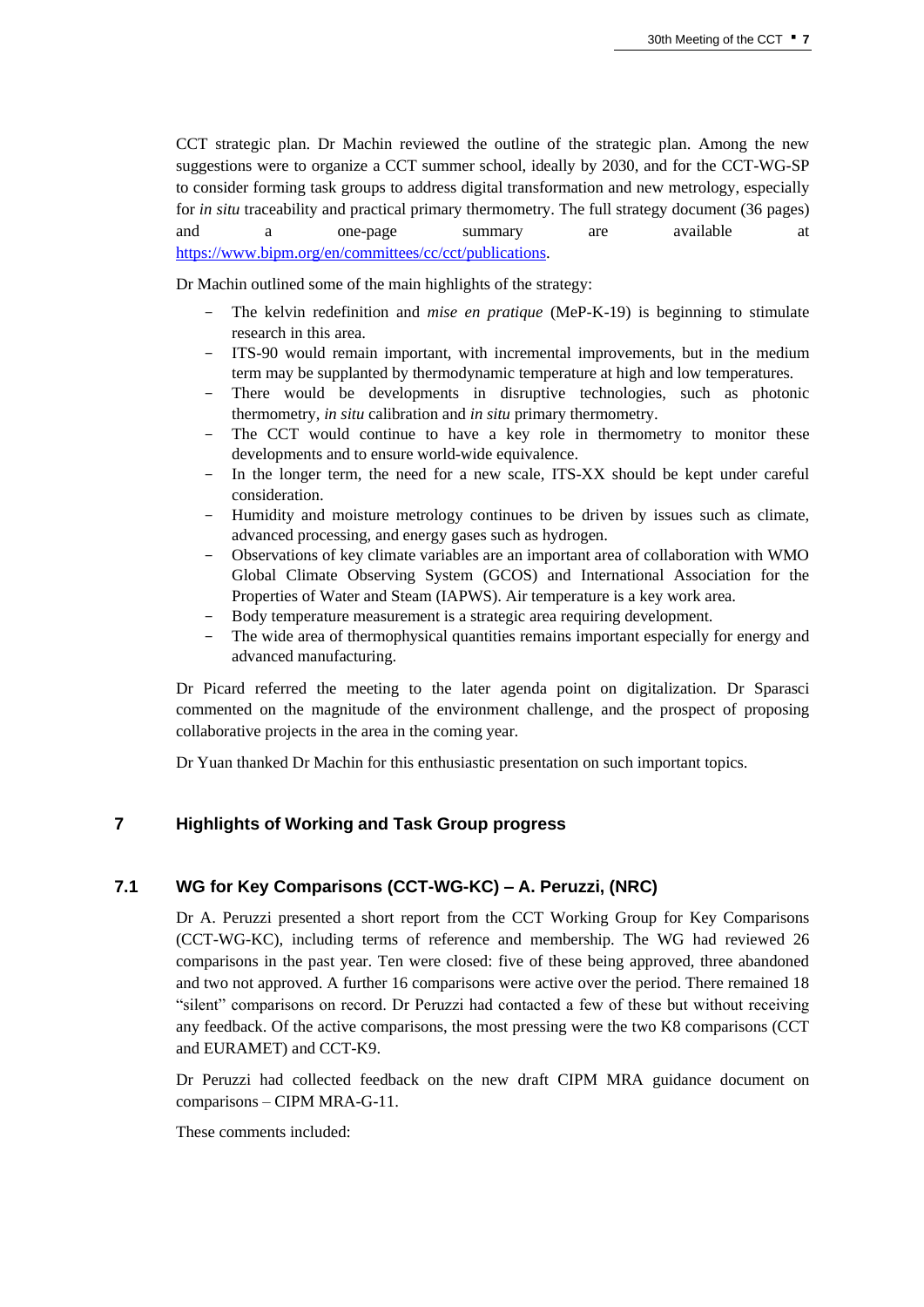CCT strategic plan. Dr Machin reviewed the outline of the strategic plan. Among the new suggestions were to organize a CCT summer school, ideally by 2030, and for the CCT-WG-SP to consider forming task groups to address digital transformation and new metrology, especially for *in situ* traceability and practical primary thermometry. The full strategy document (36 pages) and a one-page summary are available at [https://www.bipm.org/en/committees/cc/cct/publications](https://www.bipm.org/en/committees/cc/cct/publications).

Dr Machin outlined some of the main highlights of the strategy:

- The kelvin redefinition and *mise en pratique* (MeP-K-19) is beginning to stimulate research in this area.
- ITS-90 would remain important, with incremental improvements, but in the medium term may be supplanted by thermodynamic temperature at high and low temperatures.
- There would be developments in disruptive technologies, such as photonic thermometry, *in situ* calibration and *in situ* primary thermometry.
- The CCT would continue to have a key role in thermometry to monitor these developments and to ensure world-wide equivalence.
- In the longer term, the need for a new scale, ITS-XX should be kept under careful consideration.
- Humidity and moisture metrology continues to be driven by issues such as climate, advanced processing, and energy gases such as hydrogen.
- Observations of key climate variables are an important area of collaboration with WMO Global Climate Observing System (GCOS) and International Association for the Properties of Water and Steam (IAPWS). Air temperature is a key work area.
- Body temperature measurement is a strategic area requiring development.
- The wide area of thermophysical quantities remains important especially for energy and advanced manufacturing.

Dr Picard referred the meeting to the later agenda point on digitalization. Dr Sparasci commented on the magnitude of the environment challenge, and the prospect of proposing collaborative projects in the area in the coming year.

Dr Yuan thanked Dr Machin for this enthusiastic presentation on such important topics.

## 7 Highlights of Working and Task Group progress

### 7.1 WG for Key Comparisons (CCT-WG-KC) – A. Peruzzi, (NRC)

Dr A. Peruzzi presented a short report from the CCT Working Group for Key Comparisons (CCT-WG-KC), including terms of reference and membership. The WG had reviewed 26 comparisons in the past year. Ten were closed: five of these being approved, three abandoned and two not approved. A further 16 comparisons were active over the period. There remained 18 "silent" comparisons on record. Dr Peruzzi had contacted a few of these but without receiving any feedback. Of the active comparisons, the most pressing were the two K8 comparisons (CCT and EURAMET) and CCT-K9.

Dr Peruzzi had collected feedback on the new draft CIPM MRA guidance document on comparisons – CIPM MRA-G-11.

These comments included: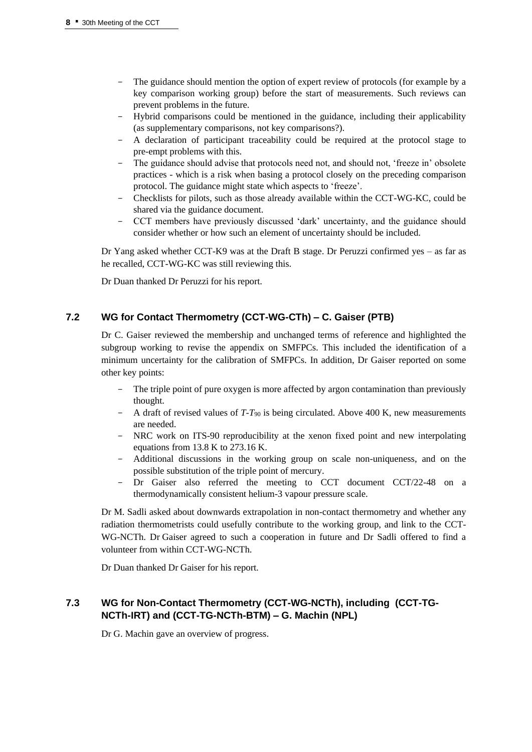- The guidance should mention the option of expert review of protocols (for example by a key comparison working group) before the start of measurements. Such reviews can prevent problems in the future.
- Hybrid comparisons could be mentioned in the guidance, including their applicability (as supplementary comparisons, not key comparisons?).
- A declaration of participant traceability could be required at the protocol stage to pre-empt problems with this.
- The guidance should advise that protocols need not, and should not, 'freeze in' obsolete practices - which is a risk when basing a protocol closely on the preceding comparison protocol. The guidance might state which aspects to 'freeze'.
- Checklists for pilots, such as those already available within the CCT-WG-KC, could be shared via the guidance document.
- CCT members have previously discussed 'dark' uncertainty, and the guidance should consider whether or how such an element of uncertainty should be included.

Dr Yang asked whether CCT-K9 was at the Draft B stage. Dr Peruzzi confirmed yes – as far as he recalled, CCT-WG-KC was still reviewing this.

Dr Duan thanked Dr Peruzzi for his report.

## 7.2 WG for Contact Thermometry (CCT-WG-CTh) – C. Gaiser (PTB)

Dr C. Gaiser reviewed the membership and unchanged terms of reference and highlighted the subgroup working to revise the appendix on SMFPCs. This included the identification of a minimum uncertainty for the calibration of SMFPCs. In addition, Dr Gaiser reported on some other key points:

- The triple point of pure oxygen is more affected by argon contamination than previously thought.
- A draft of revised values of $T$-$T_{90}$ is being circulated. Above 400 K, new measurements are needed.
- NRC work on ITS-90 reproducibility at the xenon fixed point and new interpolating equations from 13.8 K to 273.16 K.
- Additional discussions in the working group on scale non-uniqueness, and on the possible substitution of the triple point of mercury.
- Dr Gaiser also referred the meeting to CCT document CCT/22-48 on a thermodynamically consistent helium-3 vapour pressure scale.

Dr M. Sadli asked about downwards extrapolation in non-contact thermometry and whether any radiation thermometrists could usefully contribute to the working group, and link to the CCT-WG-NCTh. Dr Gaiser agreed to such a cooperation in future and Dr Sadli offered to find a volunteer from within CCT-WG-NCTh.

Dr Duan thanked Dr Gaiser for his report.

## 7.3 WG for Non-Contact Thermometry (CCT-WG-NCTh), including (CCT-TG-NCTh-IRT) and (CCT-TG-NCTh-BTM) – G. Machin (NPL)

Dr G. Machin gave an overview of progress.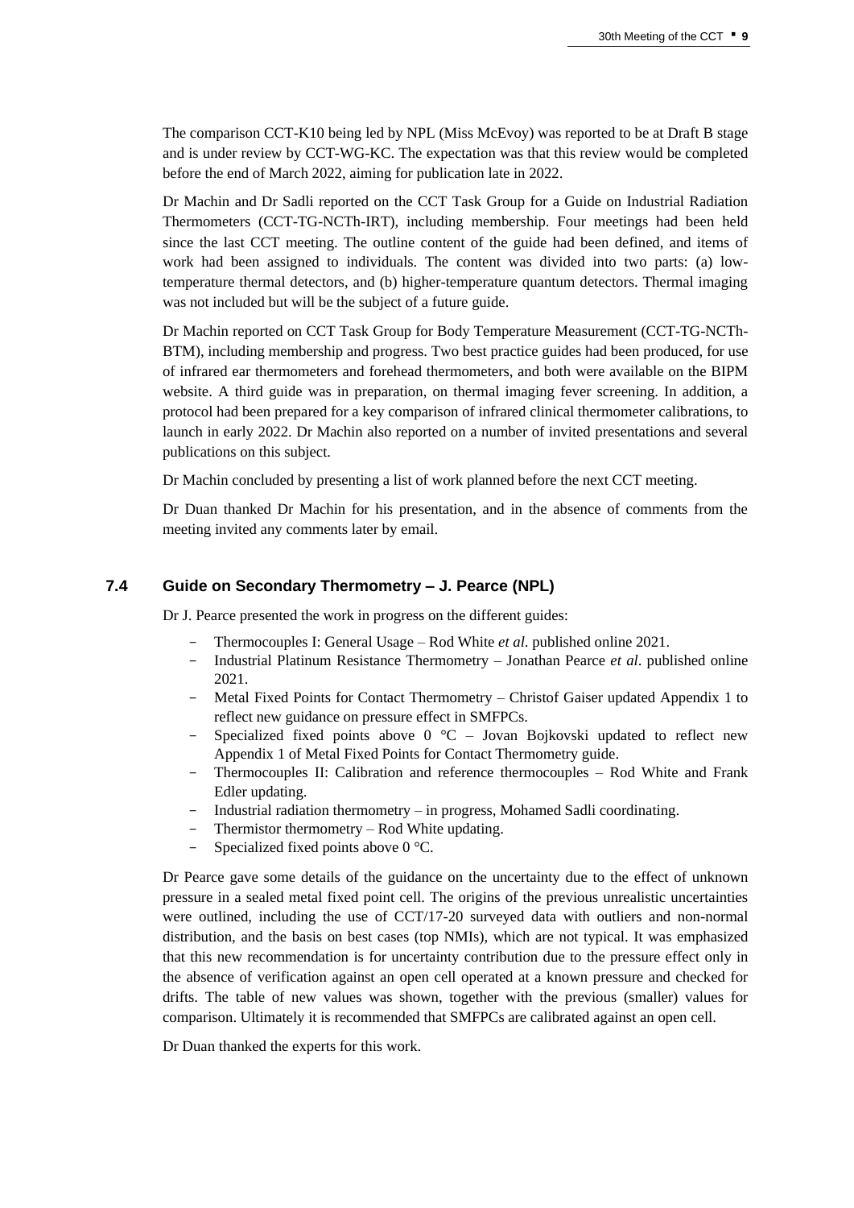The comparison CCT-K10 being led by NPL (Miss McEvoy) was reported to be at Draft B stage and is under review by CCT-WG-KC. The expectation was that this review would be completed before the end of March 2022, aiming for publication late in 2022.

Dr Machin and Dr Sadli reported on the CCT Task Group for a Guide on Industrial Radiation Thermometers (CCT-TG-NCTh-IRT), including membership. Four meetings had been held since the last CCT meeting. The outline content of the guide had been defined, and items of work had been assigned to individuals. The content was divided into two parts: (a) low-temperature thermal detectors, and (b) higher-temperature quantum detectors. Thermal imaging was not included but will be the subject of a future guide.

Dr Machin reported on CCT Task Group for Body Temperature Measurement (CCT-TG-NCTh-BTM), including membership and progress. Two best practice guides had been produced, for use of infrared ear thermometers and forehead thermometers, and both were available on the BIPM website. A third guide was in preparation, on thermal imaging fever screening. In addition, a protocol had been prepared for a key comparison of infrared clinical thermometer calibrations, to launch in early 2022. Dr Machin also reported on a number of invited presentations and several publications on this subject.

Dr Machin concluded by presenting a list of work planned before the next CCT meeting.

Dr Duan thanked Dr Machin for his presentation, and in the absence of comments from the meeting invited any comments later by email.

### 7.4 Guide on Secondary Thermometry – J. Pearce (NPL)

Dr J. Pearce presented the work in progress on the different guides:

- Thermocouples I: General Usage – Rod White *et al.* published online 2021.
- Industrial Platinum Resistance Thermometry – Jonathan Pearce *et al*. published online 2021.
- Metal Fixed Points for Contact Thermometry – Christof Gaiser updated Appendix 1 to reflect new guidance on pressure effect in SMFPCs.
- Specialized fixed points above 0 °C – Jovan Bojkovski updated to reflect new Appendix 1 of Metal Fixed Points for Contact Thermometry guide.
- Thermocouples II: Calibration and reference thermocouples – Rod White and Frank Edler updating.
- Industrial radiation thermometry – in progress, Mohamed Sadli coordinating.
- Thermistor thermometry – Rod White updating.
- Specialized fixed points above 0 °C.

Dr Pearce gave some details of the guidance on the uncertainty due to the effect of unknown pressure in a sealed metal fixed point cell. The origins of the previous unrealistic uncertainties were outlined, including the use of CCT/17-20 surveyed data with outliers and non-normal distribution, and the basis on best cases (top NMIs), which are not typical. It was emphasized that this new recommendation is for uncertainty contribution due to the pressure effect only in the absence of verification against an open cell operated at a known pressure and checked for drifts. The table of new values was shown, together with the previous (smaller) values for comparison. Ultimately it is recommended that SMFPCs are calibrated against an open cell.

Dr Duan thanked the experts for this work.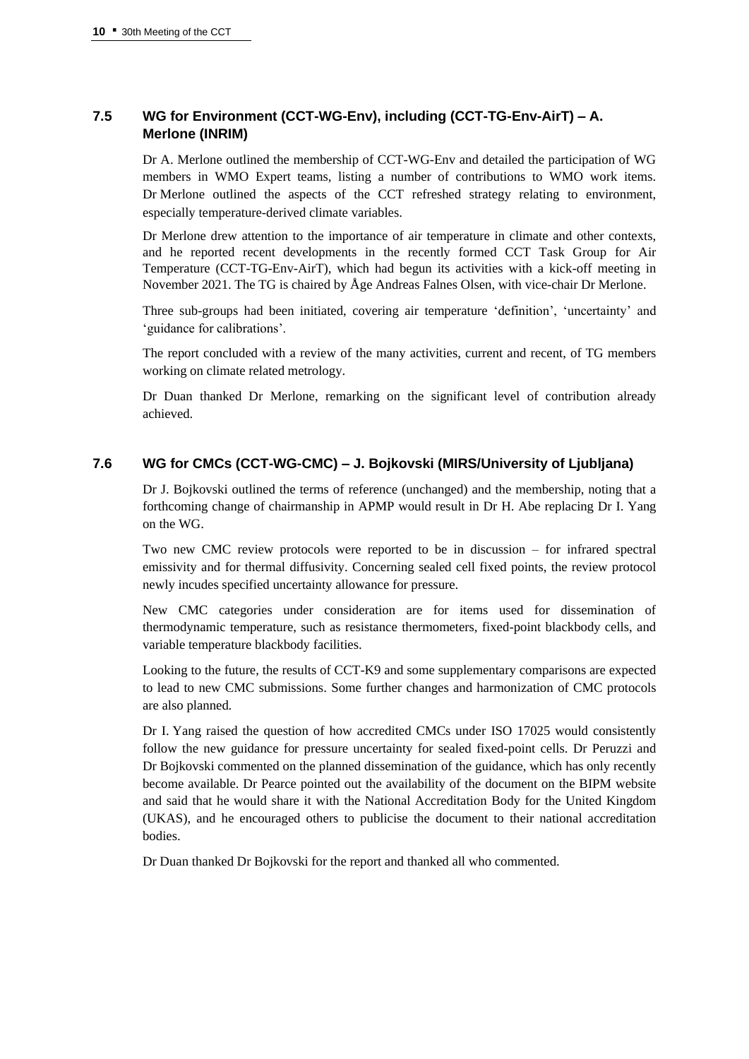## 7.5 WG for Environment (CCT-WG-Env), including (CCT-TG-Env-AirT) – A. Merlone (INRIM)

Dr A. Merlone outlined the membership of CCT-WG-Env and detailed the participation of WG members in WMO Expert teams, listing a number of contributions to WMO work items. Dr Merlone outlined the aspects of the CCT refreshed strategy relating to environment, especially temperature-derived climate variables.

Dr Merlone drew attention to the importance of air temperature in climate and other contexts, and he reported recent developments in the recently formed CCT Task Group for Air Temperature (CCT-TG-Env-AirT), which had begun its activities with a kick-off meeting in November 2021. The TG is chaired by Åge Andreas Falnes Olsen, with vice-chair Dr Merlone.

Three sub-groups had been initiated, covering air temperature 'definition', 'uncertainty' and 'guidance for calibrations'.

The report concluded with a review of the many activities, current and recent, of TG members working on climate related metrology.

Dr Duan thanked Dr Merlone, remarking on the significant level of contribution already achieved.

## 7.6 WG for CMCs (CCT-WG-CMC) – J. Bojkovski (MIRS/University of Ljubljana)

Dr J. Bojkovski outlined the terms of reference (unchanged) and the membership, noting that a forthcoming change of chairmanship in APMP would result in Dr H. Abe replacing Dr I. Yang on the WG.

Two new CMC review protocols were reported to be in discussion – for infrared spectral emissivity and for thermal diffusivity. Concerning sealed cell fixed points, the review protocol newly incudes specified uncertainty allowance for pressure.

New CMC categories under consideration are for items used for dissemination of thermodynamic temperature, such as resistance thermometers, fixed-point blackbody cells, and variable temperature blackbody facilities.

Looking to the future, the results of CCT-K9 and some supplementary comparisons are expected to lead to new CMC submissions. Some further changes and harmonization of CMC protocols are also planned.

Dr I. Yang raised the question of how accredited CMCs under ISO 17025 would consistently follow the new guidance for pressure uncertainty for sealed fixed-point cells. Dr Peruzzi and Dr Bojkovski commented on the planned dissemination of the guidance, which has only recently become available. Dr Pearce pointed out the availability of the document on the BIPM website and said that he would share it with the National Accreditation Body for the United Kingdom (UKAS), and he encouraged others to publicise the document to their national accreditation bodies.

Dr Duan thanked Dr Bojkovski for the report and thanked all who commented.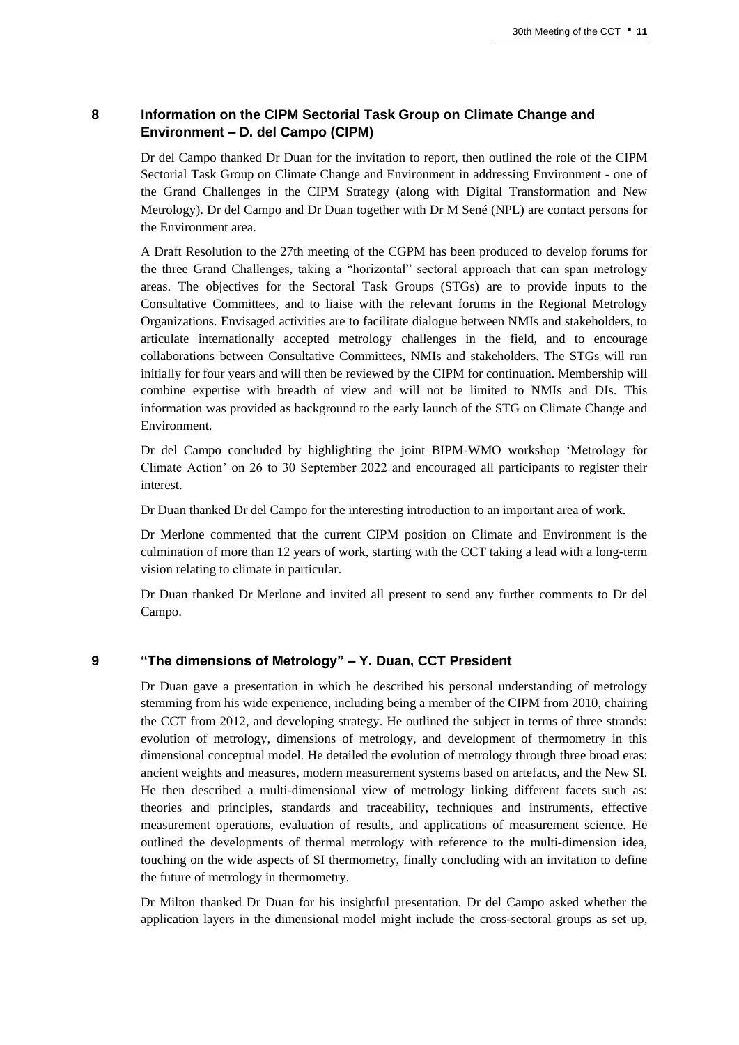## 8 Information on the CIPM Sectorial Task Group on Climate Change and Environment – D. del Campo (CIPM)

Dr del Campo thanked Dr Duan for the invitation to report, then outlined the role of the CIPM Sectorial Task Group on Climate Change and Environment in addressing Environment - one of the Grand Challenges in the CIPM Strategy (along with Digital Transformation and New Metrology). Dr del Campo and Dr Duan together with Dr M Sené (NPL) are contact persons for the Environment area.

A Draft Resolution to the 27th meeting of the CGPM has been produced to develop forums for the three Grand Challenges, taking a "horizontal" sectoral approach that can span metrology areas. The objectives for the Sectoral Task Groups (STGs) are to provide inputs to the Consultative Committees, and to liaise with the relevant forums in the Regional Metrology Organizations. Envisaged activities are to facilitate dialogue between NMIs and stakeholders, to articulate internationally accepted metrology challenges in the field, and to encourage collaborations between Consultative Committees, NMIs and stakeholders. The STGs will run initially for four years and will then be reviewed by the CIPM for continuation. Membership will combine expertise with breadth of view and will not be limited to NMIs and DIs. This information was provided as background to the early launch of the STG on Climate Change and Environment.

Dr del Campo concluded by highlighting the joint BIPM-WMO workshop 'Metrology for Climate Action' on 26 to 30 September 2022 and encouraged all participants to register their interest.

Dr Duan thanked Dr del Campo for the interesting introduction to an important area of work.

Dr Merlone commented that the current CIPM position on Climate and Environment is the culmination of more than 12 years of work, starting with the CCT taking a lead with a long-term vision relating to climate in particular.

Dr Duan thanked Dr Merlone and invited all present to send any further comments to Dr del Campo.

## 9 "The dimensions of Metrology" – Y. Duan, CCT President

Dr Duan gave a presentation in which he described his personal understanding of metrology stemming from his wide experience, including being a member of the CIPM from 2010, chairing the CCT from 2012, and developing strategy. He outlined the subject in terms of three strands: evolution of metrology, dimensions of metrology, and development of thermometry in this dimensional conceptual model. He detailed the evolution of metrology through three broad eras: ancient weights and measures, modern measurement systems based on artefacts, and the New SI. He then described a multi-dimensional view of metrology linking different facets such as: theories and principles, standards and traceability, techniques and instruments, effective measurement operations, evaluation of results, and applications of measurement science. He outlined the developments of thermal metrology with reference to the multi-dimension idea, touching on the wide aspects of SI thermometry, finally concluding with an invitation to define the future of metrology in thermometry.

Dr Milton thanked Dr Duan for his insightful presentation. Dr del Campo asked whether the application layers in the dimensional model might include the cross-sectoral groups as set up,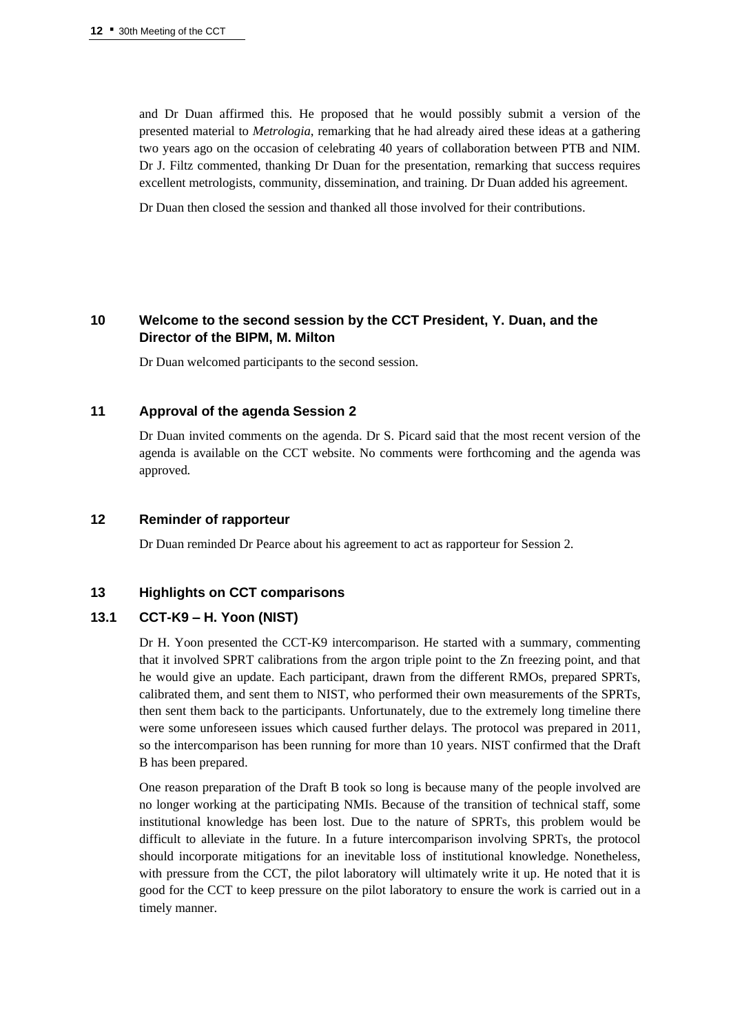and Dr Duan affirmed this. He proposed that he would possibly submit a version of the presented material to *Metrologia*, remarking that he had already aired these ideas at a gathering two years ago on the occasion of celebrating 40 years of collaboration between PTB and NIM. Dr J. Filtz commented, thanking Dr Duan for the presentation, remarking that success requires excellent metrologists, community, dissemination, and training. Dr Duan added his agreement.

Dr Duan then closed the session and thanked all those involved for their contributions.

## 10 Welcome to the second session by the CCT President, Y. Duan, and the Director of the BIPM, M. Milton

Dr Duan welcomed participants to the second session.

## 11 Approval of the agenda Session 2

Dr Duan invited comments on the agenda. Dr S. Picard said that the most recent version of the agenda is available on the CCT website. No comments were forthcoming and the agenda was approved.

## 12 Reminder of rapporteur

Dr Duan reminded Dr Pearce about his agreement to act as rapporteur for Session 2.

## 13 Highlights on CCT comparisons

### 13.1 CCT-K9 – H. Yoon (NIST)

Dr H. Yoon presented the CCT-K9 intercomparison. He started with a summary, commenting that it involved SPRT calibrations from the argon triple point to the Zn freezing point, and that he would give an update. Each participant, drawn from the different RMOs, prepared SPRTs, calibrated them, and sent them to NIST, who performed their own measurements of the SPRTs, then sent them back to the participants. Unfortunately, due to the extremely long timeline there were some unforeseen issues which caused further delays. The protocol was prepared in 2011, so the intercomparison has been running for more than 10 years. NIST confirmed that the Draft B has been prepared.

One reason preparation of the Draft B took so long is because many of the people involved are no longer working at the participating NMIs. Because of the transition of technical staff, some institutional knowledge has been lost. Due to the nature of SPRTs, this problem would be difficult to alleviate in the future. In a future intercomparison involving SPRTs, the protocol should incorporate mitigations for an inevitable loss of institutional knowledge. Nonetheless, with pressure from the CCT, the pilot laboratory will ultimately write it up. He noted that it is good for the CCT to keep pressure on the pilot laboratory to ensure the work is carried out in a timely manner.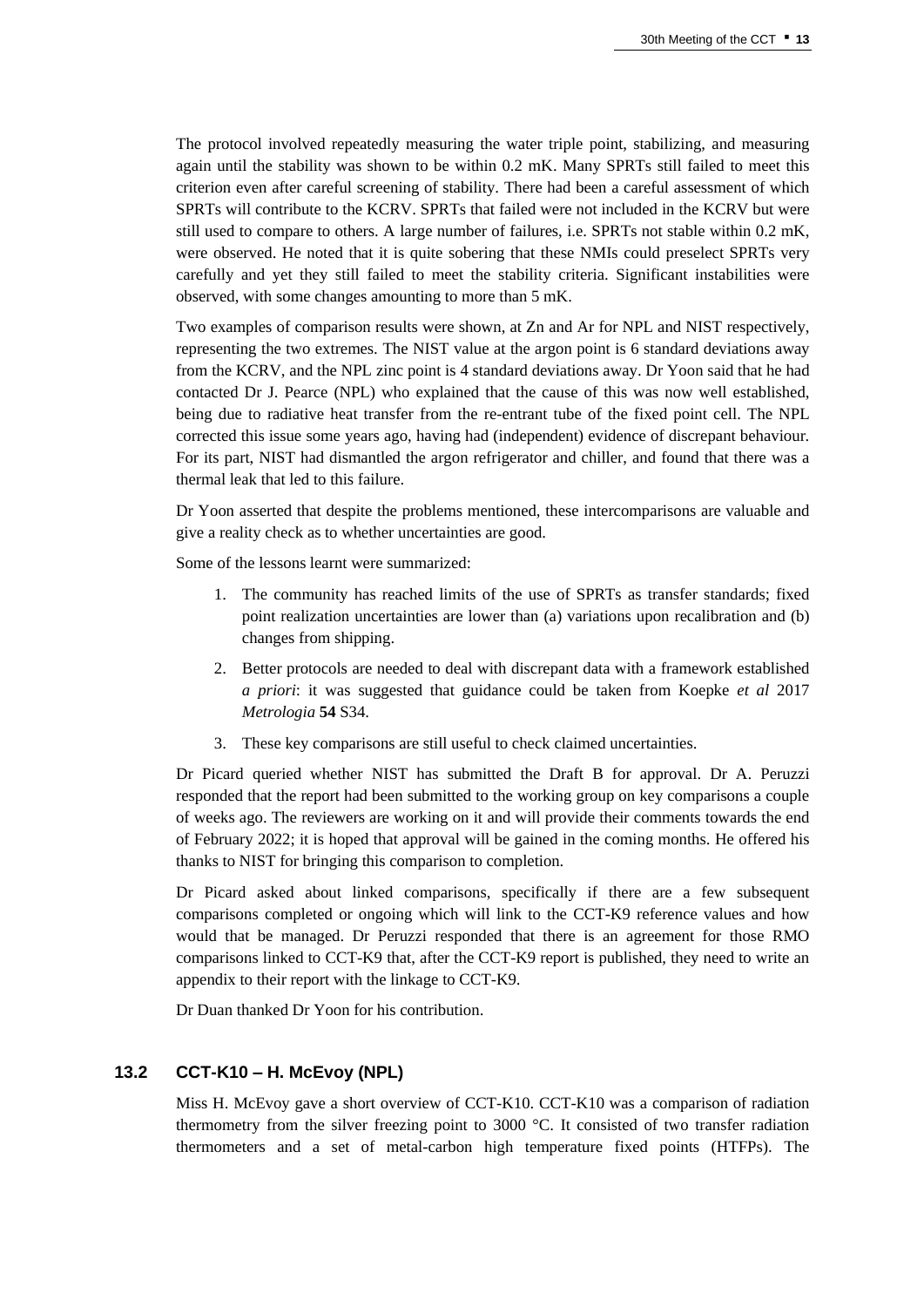The protocol involved repeatedly measuring the water triple point, stabilizing, and measuring again until the stability was shown to be within 0.2 mK. Many SPRTs still failed to meet this criterion even after careful screening of stability. There had been a careful assessment of which SPRTs will contribute to the KCRV. SPRTs that failed were not included in the KCRV but were still used to compare to others. A large number of failures, i.e. SPRTs not stable within 0.2 mK, were observed. He noted that it is quite sobering that these NMIs could preselect SPRTs very carefully and yet they still failed to meet the stability criteria. Significant instabilities were observed, with some changes amounting to more than 5 mK.

Two examples of comparison results were shown, at Zn and Ar for NPL and NIST respectively, representing the two extremes. The NIST value at the argon point is 6 standard deviations away from the KCRV, and the NPL zinc point is 4 standard deviations away. Dr Yoon said that he had contacted Dr J. Pearce (NPL) who explained that the cause of this was now well established, being due to radiative heat transfer from the re-entrant tube of the fixed point cell. The NPL corrected this issue some years ago, having had (independent) evidence of discrepant behaviour. For its part, NIST had dismantled the argon refrigerator and chiller, and found that there was a thermal leak that led to this failure.

Dr Yoon asserted that despite the problems mentioned, these intercomparisons are valuable and give a reality check as to whether uncertainties are good.

Some of the lessons learnt were summarized:

1. The community has reached limits of the use of SPRTs as transfer standards; fixed point realization uncertainties are lower than (a) variations upon recalibration and (b) changes from shipping.
2. Better protocols are needed to deal with discrepant data with a framework established *a priori*: it was suggested that guidance could be taken from Koepke *et al* 2017 *Metrologia* **54** S34.
3. These key comparisons are still useful to check claimed uncertainties.

Dr Picard queried whether NIST has submitted the Draft B for approval. Dr A. Peruzzi responded that the report had been submitted to the working group on key comparisons a couple of weeks ago. The reviewers are working on it and will provide their comments towards the end of February 2022; it is hoped that approval will be gained in the coming months. He offered his thanks to NIST for bringing this comparison to completion.

Dr Picard asked about linked comparisons, specifically if there are a few subsequent comparisons completed or ongoing which will link to the CCT-K9 reference values and how would that be managed. Dr Peruzzi responded that there is an agreement for those RMO comparisons linked to CCT-K9 that, after the CCT-K9 report is published, they need to write an appendix to their report with the linkage to CCT-K9.

Dr Duan thanked Dr Yoon for his contribution.

### 13.2 CCT-K10 – H. McEvoy (NPL)

Miss H. McEvoy gave a short overview of CCT-K10. CCT-K10 was a comparison of radiation thermometry from the silver freezing point to 3000 °C. It consisted of two transfer radiation thermometers and a set of metal-carbon high temperature fixed points (HTFPs). The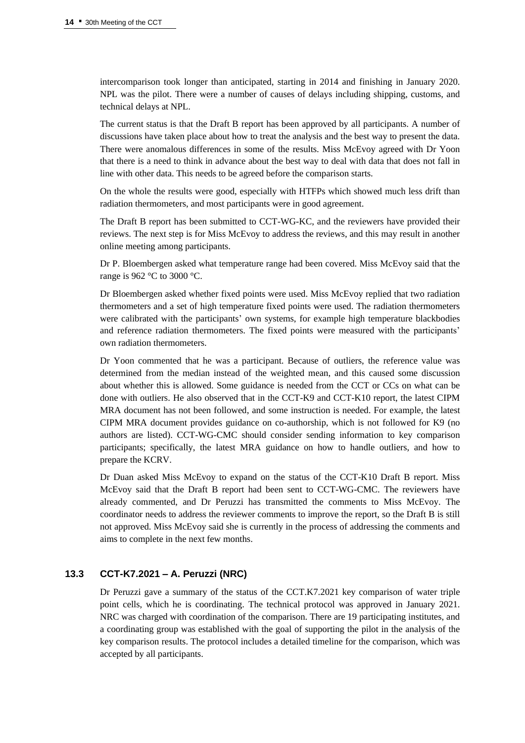intercomparison took longer than anticipated, starting in 2014 and finishing in January 2020. NPL was the pilot. There were a number of causes of delays including shipping, customs, and technical delays at NPL.

The current status is that the Draft B report has been approved by all participants. A number of discussions have taken place about how to treat the analysis and the best way to present the data. There were anomalous differences in some of the results. Miss McEvoy agreed with Dr Yoon that there is a need to think in advance about the best way to deal with data that does not fall in line with other data. This needs to be agreed before the comparison starts.

On the whole the results were good, especially with HTFPs which showed much less drift than radiation thermometers, and most participants were in good agreement.

The Draft B report has been submitted to CCT-WG-KC, and the reviewers have provided their reviews. The next step is for Miss McEvoy to address the reviews, and this may result in another online meeting among participants.

Dr P. Bloembergen asked what temperature range had been covered. Miss McEvoy said that the range is 962 °C to 3000 °C.

Dr Bloembergen asked whether fixed points were used. Miss McEvoy replied that two radiation thermometers and a set of high temperature fixed points were used. The radiation thermometers were calibrated with the participants' own systems, for example high temperature blackbodies and reference radiation thermometers. The fixed points were measured with the participants' own radiation thermometers.

Dr Yoon commented that he was a participant. Because of outliers, the reference value was determined from the median instead of the weighted mean, and this caused some discussion about whether this is allowed. Some guidance is needed from the CCT or CCs on what can be done with outliers. He also observed that in the CCT-K9 and CCT-K10 report, the latest CIPM MRA document has not been followed, and some instruction is needed. For example, the latest CIPM MRA document provides guidance on co-authorship, which is not followed for K9 (no authors are listed). CCT-WG-CMC should consider sending information to key comparison participants; specifically, the latest MRA guidance on how to handle outliers, and how to prepare the KCRV.

Dr Duan asked Miss McEvoy to expand on the status of the CCT-K10 Draft B report. Miss McEvoy said that the Draft B report had been sent to CCT-WG-CMC. The reviewers have already commented, and Dr Peruzzi has transmitted the comments to Miss McEvoy. The coordinator needs to address the reviewer comments to improve the report, so the Draft B is still not approved. Miss McEvoy said she is currently in the process of addressing the comments and aims to complete in the next few months.

### 13.3 CCT-K7.2021 – A. Peruzzi (NRC)

Dr Peruzzi gave a summary of the status of the CCT.K7.2021 key comparison of water triple point cells, which he is coordinating. The technical protocol was approved in January 2021. NRC was charged with coordination of the comparison. There are 19 participating institutes, and a coordinating group was established with the goal of supporting the pilot in the analysis of the key comparison results. The protocol includes a detailed timeline for the comparison, which was accepted by all participants.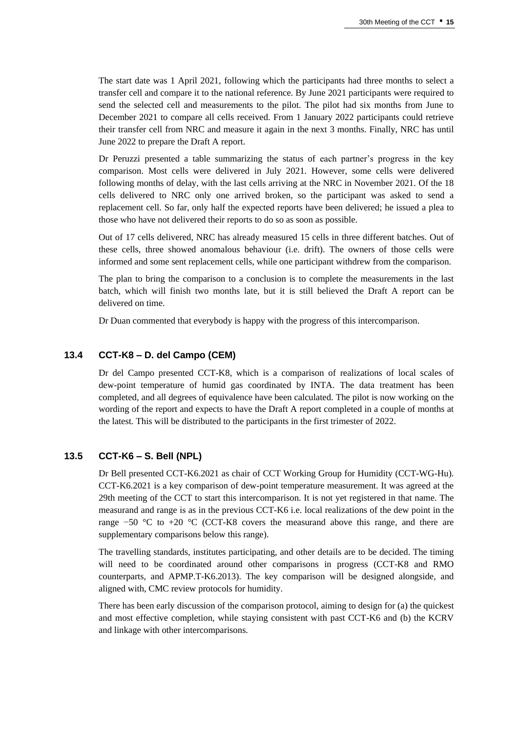The start date was 1 April 2021, following which the participants had three months to select a transfer cell and compare it to the national reference. By June 2021 participants were required to send the selected cell and measurements to the pilot. The pilot had six months from June to December 2021 to compare all cells received. From 1 January 2022 participants could retrieve their transfer cell from NRC and measure it again in the next 3 months. Finally, NRC has until June 2022 to prepare the Draft A report.

Dr Peruzzi presented a table summarizing the status of each partner's progress in the key comparison. Most cells were delivered in July 2021. However, some cells were delivered following months of delay, with the last cells arriving at the NRC in November 2021. Of the 18 cells delivered to NRC only one arrived broken, so the participant was asked to send a replacement cell. So far, only half the expected reports have been delivered; he issued a plea to those who have not delivered their reports to do so as soon as possible.

Out of 17 cells delivered, NRC has already measured 15 cells in three different batches. Out of these cells, three showed anomalous behaviour (i.e. drift). The owners of those cells were informed and some sent replacement cells, while one participant withdrew from the comparison.

The plan to bring the comparison to a conclusion is to complete the measurements in the last batch, which will finish two months late, but it is still believed the Draft A report can be delivered on time.

Dr Duan commented that everybody is happy with the progress of this intercomparison.

### 13.4 CCT-K8 – D. del Campo (CEM)

Dr del Campo presented CCT-K8, which is a comparison of realizations of local scales of dew-point temperature of humid gas coordinated by INTA. The data treatment has been completed, and all degrees of equivalence have been calculated. The pilot is now working on the wording of the report and expects to have the Draft A report completed in a couple of months at the latest. This will be distributed to the participants in the first trimester of 2022.

### 13.5 CCT-K6 – S. Bell (NPL)

Dr Bell presented CCT-K6.2021 as chair of CCT Working Group for Humidity (CCT-WG-Hu). CCT-K6.2021 is a key comparison of dew-point temperature measurement. It was agreed at the 29th meeting of the CCT to start this intercomparison. It is not yet registered in that name. The measurand and range is as in the previous CCT-K6 i.e. local realizations of the dew point in the range −50 °C to +20 °C (CCT-K8 covers the measurand above this range, and there are supplementary comparisons below this range).

The travelling standards, institutes participating, and other details are to be decided. The timing will need to be coordinated around other comparisons in progress (CCT-K8 and RMO counterparts, and APMP.T-K6.2013). The key comparison will be designed alongside, and aligned with, CMC review protocols for humidity.

There has been early discussion of the comparison protocol, aiming to design for (a) the quickest and most effective completion, while staying consistent with past CCT-K6 and (b) the KCRV and linkage with other intercomparisons.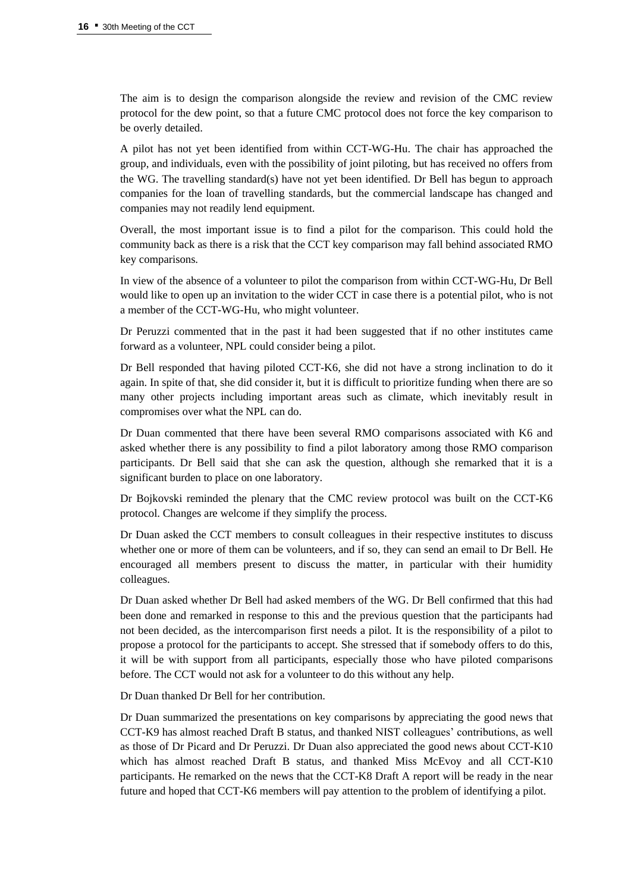The aim is to design the comparison alongside the review and revision of the CMC review protocol for the dew point, so that a future CMC protocol does not force the key comparison to be overly detailed.

A pilot has not yet been identified from within CCT-WG-Hu. The chair has approached the group, and individuals, even with the possibility of joint piloting, but has received no offers from the WG. The travelling standard(s) have not yet been identified. Dr Bell has begun to approach companies for the loan of travelling standards, but the commercial landscape has changed and companies may not readily lend equipment.

Overall, the most important issue is to find a pilot for the comparison. This could hold the community back as there is a risk that the CCT key comparison may fall behind associated RMO key comparisons.

In view of the absence of a volunteer to pilot the comparison from within CCT-WG-Hu, Dr Bell would like to open up an invitation to the wider CCT in case there is a potential pilot, who is not a member of the CCT-WG-Hu, who might volunteer.

Dr Peruzzi commented that in the past it had been suggested that if no other institutes came forward as a volunteer, NPL could consider being a pilot.

Dr Bell responded that having piloted CCT-K6, she did not have a strong inclination to do it again. In spite of that, she did consider it, but it is difficult to prioritize funding when there are so many other projects including important areas such as climate, which inevitably result in compromises over what the NPL can do.

Dr Duan commented that there have been several RMO comparisons associated with K6 and asked whether there is any possibility to find a pilot laboratory among those RMO comparison participants. Dr Bell said that she can ask the question, although she remarked that it is a significant burden to place on one laboratory.

Dr Bojkovski reminded the plenary that the CMC review protocol was built on the CCT-K6 protocol. Changes are welcome if they simplify the process.

Dr Duan asked the CCT members to consult colleagues in their respective institutes to discuss whether one or more of them can be volunteers, and if so, they can send an email to Dr Bell. He encouraged all members present to discuss the matter, in particular with their humidity colleagues.

Dr Duan asked whether Dr Bell had asked members of the WG. Dr Bell confirmed that this had been done and remarked in response to this and the previous question that the participants had not been decided, as the intercomparison first needs a pilot. It is the responsibility of a pilot to propose a protocol for the participants to accept. She stressed that if somebody offers to do this, it will be with support from all participants, especially those who have piloted comparisons before. The CCT would not ask for a volunteer to do this without any help.

Dr Duan thanked Dr Bell for her contribution.

Dr Duan summarized the presentations on key comparisons by appreciating the good news that CCT-K9 has almost reached Draft B status, and thanked NIST colleagues' contributions, as well as those of Dr Picard and Dr Peruzzi. Dr Duan also appreciated the good news about CCT-K10 which has almost reached Draft B status, and thanked Miss McEvoy and all CCT-K10 participants. He remarked on the news that the CCT-K8 Draft A report will be ready in the near future and hoped that CCT-K6 members will pay attention to the problem of identifying a pilot.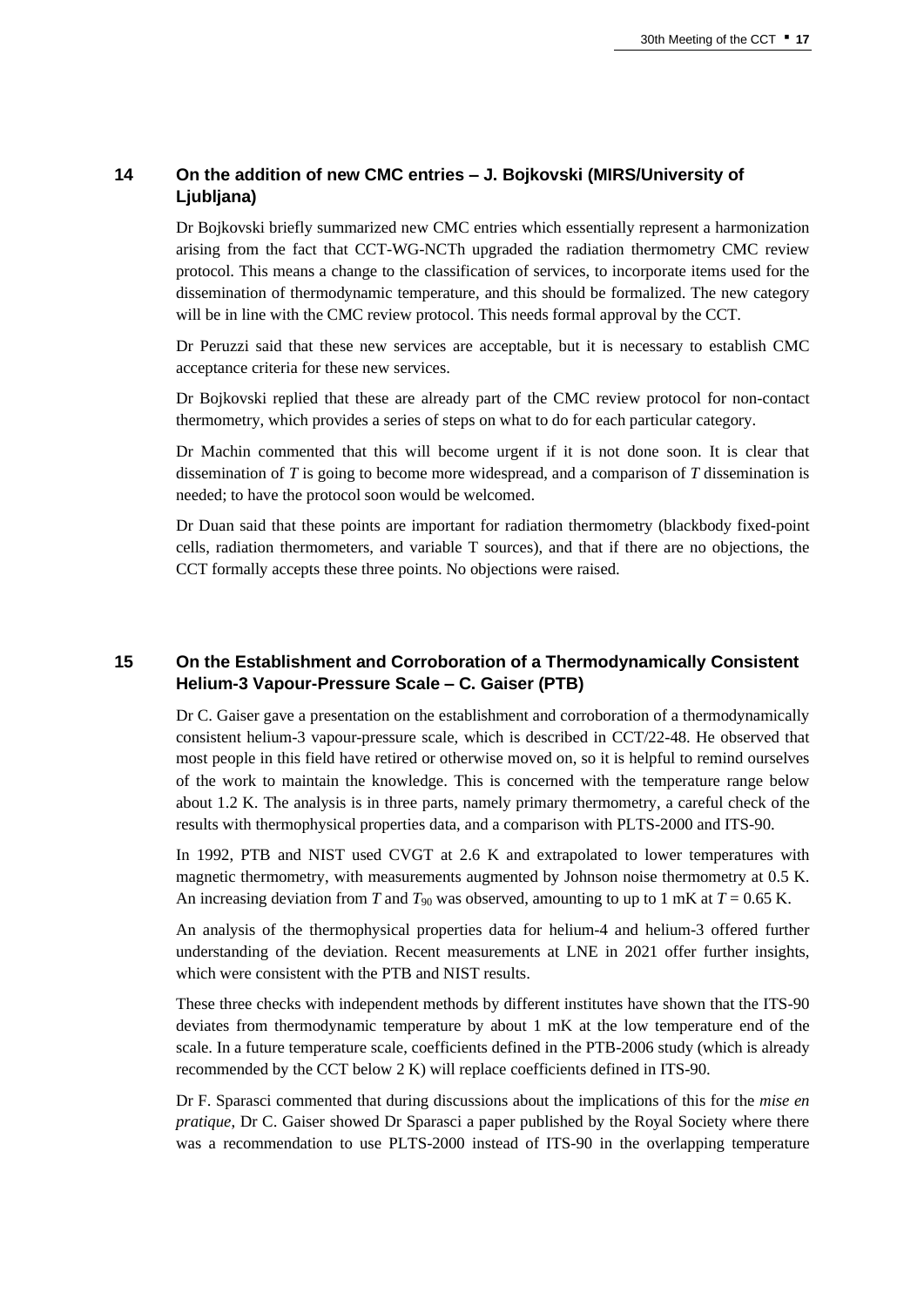## 14 On the addition of new CMC entries – J. Bojkovski (MIRS/University of Ljubljana)

Dr Bojkovski briefly summarized new CMC entries which essentially represent a harmonization arising from the fact that CCT-WG-NCTh upgraded the radiation thermometry CMC review protocol. This means a change to the classification of services, to incorporate items used for the dissemination of thermodynamic temperature, and this should be formalized. The new category will be in line with the CMC review protocol. This needs formal approval by the CCT.

Dr Peruzzi said that these new services are acceptable, but it is necessary to establish CMC acceptance criteria for these new services.

Dr Bojkovski replied that these are already part of the CMC review protocol for non-contact thermometry, which provides a series of steps on what to do for each particular category.

Dr Machin commented that this will become urgent if it is not done soon. It is clear that dissemination of $T$ is going to become more widespread, and a comparison of $T$ dissemination is needed; to have the protocol soon would be welcomed.

Dr Duan said that these points are important for radiation thermometry (blackbody fixed-point cells, radiation thermometers, and variable T sources), and that if there are no objections, the CCT formally accepts these three points. No objections were raised.

## 15 On the Establishment and Corroboration of a Thermodynamically Consistent Helium-3 Vapour-Pressure Scale – C. Gaiser (PTB)

Dr C. Gaiser gave a presentation on the establishment and corroboration of a thermodynamically consistent helium-3 vapour-pressure scale, which is described in CCT/22-48. He observed that most people in this field have retired or otherwise moved on, so it is helpful to remind ourselves of the work to maintain the knowledge. This is concerned with the temperature range below about 1.2 K. The analysis is in three parts, namely primary thermometry, a careful check of the results with thermophysical properties data, and a comparison with PLTS-2000 and ITS-90.

In 1992, PTB and NIST used CVGT at 2.6 K and extrapolated to lower temperatures with magnetic thermometry, with measurements augmented by Johnson noise thermometry at 0.5 K. An increasing deviation from $T$ and $T_{90}$ was observed, amounting to up to 1 mK at $T = 0.65$ K.

An analysis of the thermophysical properties data for helium-4 and helium-3 offered further understanding of the deviation. Recent measurements at LNE in 2021 offer further insights, which were consistent with the PTB and NIST results.

These three checks with independent methods by different institutes have shown that the ITS-90 deviates from thermodynamic temperature by about 1 mK at the low temperature end of the scale. In a future temperature scale, coefficients defined in the PTB-2006 study (which is already recommended by the CCT below 2 K) will replace coefficients defined in ITS-90.

Dr F. Sparasci commented that during discussions about the implications of this for the *mise en pratique*, Dr C. Gaiser showed Dr Sparasci a paper published by the Royal Society where there was a recommendation to use PLTS-2000 instead of ITS-90 in the overlapping temperature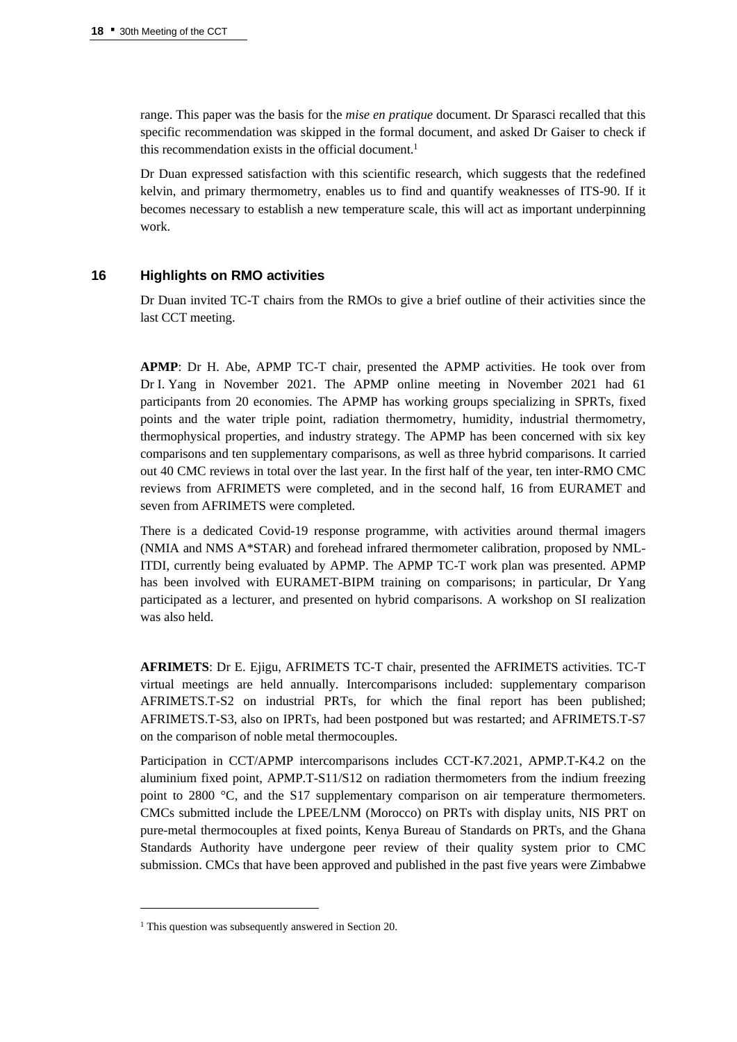range. This paper was the basis for the *mise en pratique* document. Dr Sparasci recalled that this specific recommendation was skipped in the formal document, and asked Dr Gaiser to check if this recommendation exists in the official document.[1]

Dr Duan expressed satisfaction with this scientific research, which suggests that the redefined kelvin, and primary thermometry, enables us to find and quantify weaknesses of ITS-90. If it becomes necessary to establish a new temperature scale, this will act as important underpinning work.

## 16 Highlights on RMO activities

Dr Duan invited TC-T chairs from the RMOs to give a brief outline of their activities since the last CCT meeting.

**APMP**: Dr H. Abe, APMP TC-T chair, presented the APMP activities. He took over from Dr I. Yang in November 2021. The APMP online meeting in November 2021 had 61 participants from 20 economies. The APMP has working groups specializing in SPRTs, fixed points and the water triple point, radiation thermometry, humidity, industrial thermometry, thermophysical properties, and industry strategy. The APMP has been concerned with six key comparisons and ten supplementary comparisons, as well as three hybrid comparisons. It carried out 40 CMC reviews in total over the last year. In the first half of the year, ten inter-RMO CMC reviews from AFRIMETS were completed, and in the second half, 16 from EURAMET and seven from AFRIMETS were completed.

There is a dedicated Covid-19 response programme, with activities around thermal imagers (NMIA and NMS A*STAR) and forehead infrared thermometer calibration, proposed by NML-ITDI, currently being evaluated by APMP. The APMP TC-T work plan was presented. APMP has been involved with EURAMET-BIPM training on comparisons; in particular, Dr Yang participated as a lecturer, and presented on hybrid comparisons. A workshop on SI realization was also held.

**AFRIMETS**: Dr E. Ejigu, AFRIMETS TC-T chair, presented the AFRIMETS activities. TC-T virtual meetings are held annually. Intercomparisons included: supplementary comparison AFRIMETS.T-S2 on industrial PRTs, for which the final report has been published; AFRIMETS.T-S3, also on IPRTs, had been postponed but was restarted; and AFRIMETS.T-S7 on the comparison of noble metal thermocouples.

Participation in CCT/APMP intercomparisons includes CCT-K7.2021, APMP.T-K4.2 on the aluminium fixed point, APMP.T-S11/S12 on radiation thermometers from the indium freezing point to 2800 °C, and the S17 supplementary comparison on air temperature thermometers. CMCs submitted include the LPEE/LNM (Morocco) on PRTs with display units, NIS PRT on pure-metal thermocouples at fixed points, Kenya Bureau of Standards on PRTs, and the Ghana Standards Authority have undergone peer review of their quality system prior to CMC submission. CMCs that have been approved and published in the past five years were Zimbabwe

[1] This question was subsequently answered in Section 20.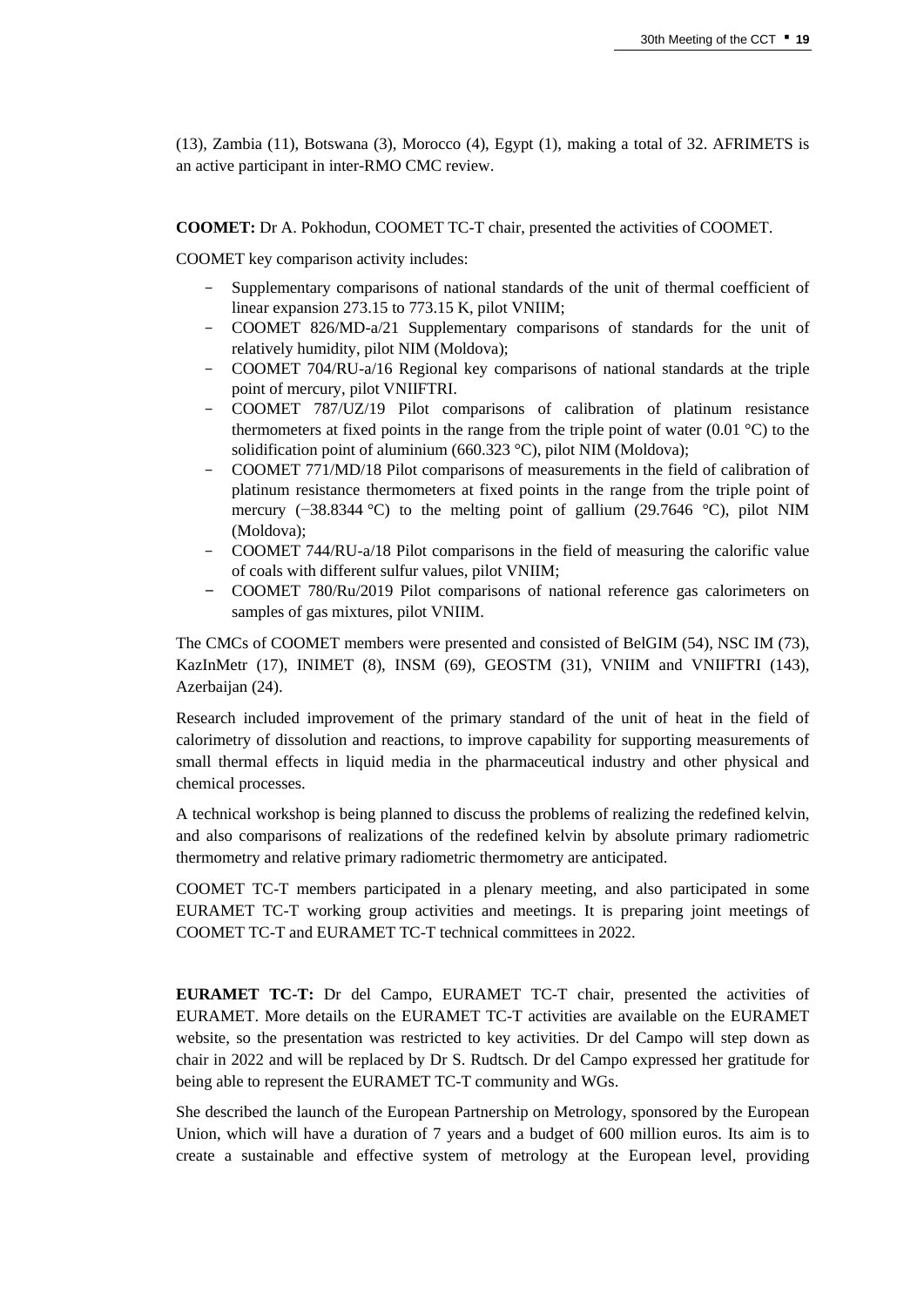(13), Zambia (11), Botswana (3), Morocco (4), Egypt (1), making a total of 32. AFRIMETS is an active participant in inter-RMO CMC review.

**COOMET:** Dr A. Pokhodun, COOMET TC-T chair, presented the activities of COOMET.

COOMET key comparison activity includes:

- Supplementary comparisons of national standards of the unit of thermal coefficient of linear expansion 273.15 to 773.15 K, pilot VNIIM;
- COOMET 826/MD-a/21 Supplementary comparisons of standards for the unit of relatively humidity, pilot NIM (Moldova);
- COOMET 704/RU-a/16 Regional key comparisons of national standards at the triple point of mercury, pilot VNIIFTRI.
- COOMET 787/UZ/19 Pilot comparisons of calibration of platinum resistance thermometers at fixed points in the range from the triple point of water (0.01 °C) to the solidification point of aluminium (660.323 °C), pilot NIM (Moldova);
- COOMET 771/MD/18 Pilot comparisons of measurements in the field of calibration of platinum resistance thermometers at fixed points in the range from the triple point of mercury (−38.8344 °C) to the melting point of gallium (29.7646 °C), pilot NIM (Moldova);
- COOMET 744/RU-a/18 Pilot comparisons in the field of measuring the calorific value of coals with different sulfur values, pilot VNIIM;
- COOMET 780/Ru/2019 Pilot comparisons of national reference gas calorimeters on samples of gas mixtures, pilot VNIIM.

The CMCs of COOMET members were presented and consisted of BelGIM (54), NSC IM (73), KazInMetr (17), INIMET (8), INSM (69), GEOSTM (31), VNIIM and VNIIFTRI (143), Azerbaijan (24).

Research included improvement of the primary standard of the unit of heat in the field of calorimetry of dissolution and reactions, to improve capability for supporting measurements of small thermal effects in liquid media in the pharmaceutical industry and other physical and chemical processes.

A technical workshop is being planned to discuss the problems of realizing the redefined kelvin, and also comparisons of realizations of the redefined kelvin by absolute primary radiometric thermometry and relative primary radiometric thermometry are anticipated.

COOMET TC-T members participated in a plenary meeting, and also participated in some EURAMET TC-T working group activities and meetings. It is preparing joint meetings of COOMET TC-T and EURAMET TC-T technical committees in 2022.

**EURAMET TC-T:** Dr del Campo, EURAMET TC-T chair, presented the activities of EURAMET. More details on the EURAMET TC-T activities are available on the EURAMET website, so the presentation was restricted to key activities. Dr del Campo will step down as chair in 2022 and will be replaced by Dr S. Rudtsch. Dr del Campo expressed her gratitude for being able to represent the EURAMET TC-T community and WGs.

She described the launch of the European Partnership on Metrology, sponsored by the European Union, which will have a duration of 7 years and a budget of 600 million euros. Its aim is to create a sustainable and effective system of metrology at the European level, providing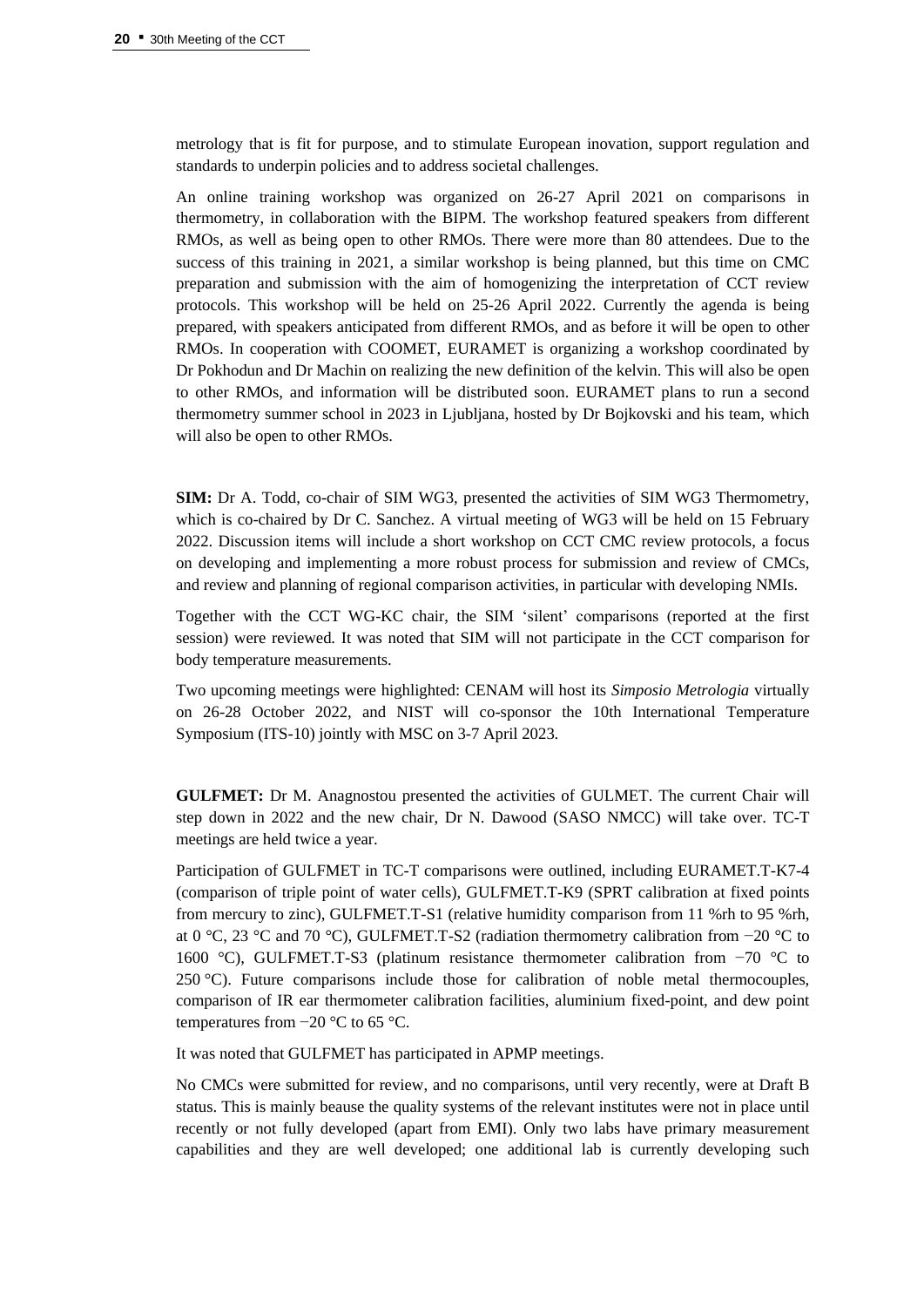metrology that is fit for purpose, and to stimulate European inovation, support regulation and standards to underpin policies and to address societal challenges.

An online training workshop was organized on 26-27 April 2021 on comparisons in thermometry, in collaboration with the BIPM. The workshop featured speakers from different RMOs, as well as being open to other RMOs. There were more than 80 attendees. Due to the success of this training in 2021, a similar workshop is being planned, but this time on CMC preparation and submission with the aim of homogenizing the interpretation of CCT review protocols. This workshop will be held on 25-26 April 2022. Currently the agenda is being prepared, with speakers anticipated from different RMOs, and as before it will be open to other RMOs. In cooperation with COOMET, EURAMET is organizing a workshop coordinated by Dr Pokhodun and Dr Machin on realizing the new definition of the kelvin. This will also be open to other RMOs, and information will be distributed soon. EURAMET plans to run a second thermometry summer school in 2023 in Ljubljana, hosted by Dr Bojkovski and his team, which will also be open to other RMOs.

**SIM:** Dr A. Todd, co-chair of SIM WG3, presented the activities of SIM WG3 Thermometry, which is co-chaired by Dr C. Sanchez. A virtual meeting of WG3 will be held on 15 February 2022. Discussion items will include a short workshop on CCT CMC review protocols, a focus on developing and implementing a more robust process for submission and review of CMCs, and review and planning of regional comparison activities, in particular with developing NMIs.

Together with the CCT WG-KC chair, the SIM 'silent' comparisons (reported at the first session) were reviewed. It was noted that SIM will not participate in the CCT comparison for body temperature measurements.

Two upcoming meetings were highlighted: CENAM will host its *Simposio Metrologia* virtually on 26-28 October 2022, and NIST will co-sponsor the 10th International Temperature Symposium (ITS-10) jointly with MSC on 3-7 April 2023.

**GULFMET:** Dr M. Anagnostou presented the activities of GULMET. The current Chair will step down in 2022 and the new chair, Dr N. Dawood (SASO NMCC) will take over. TC-T meetings are held twice a year.

Participation of GULFMET in TC-T comparisons were outlined, including EURAMET.T-K7-4 (comparison of triple point of water cells), GULFMET.T-K9 (SPRT calibration at fixed points from mercury to zinc), GULFMET.T-S1 (relative humidity comparison from 11 %rh to 95 %rh, at 0 °C, 23 °C and 70 °C), GULFMET.T-S2 (radiation thermometry calibration from −20 °C to 1600 °C), GULFMET.T-S3 (platinum resistance thermometer calibration from −70 °C to 250 °C). Future comparisons include those for calibration of noble metal thermocouples, comparison of IR ear thermometer calibration facilities, aluminium fixed-point, and dew point temperatures from −20 °C to 65 °C.

It was noted that GULFMET has participated in APMP meetings.

No CMCs were submitted for review, and no comparisons, until very recently, were at Draft B status. This is mainly beause the quality systems of the relevant institutes were not in place until recently or not fully developed (apart from EMI). Only two labs have primary measurement capabilities and they are well developed; one additional lab is currently developing such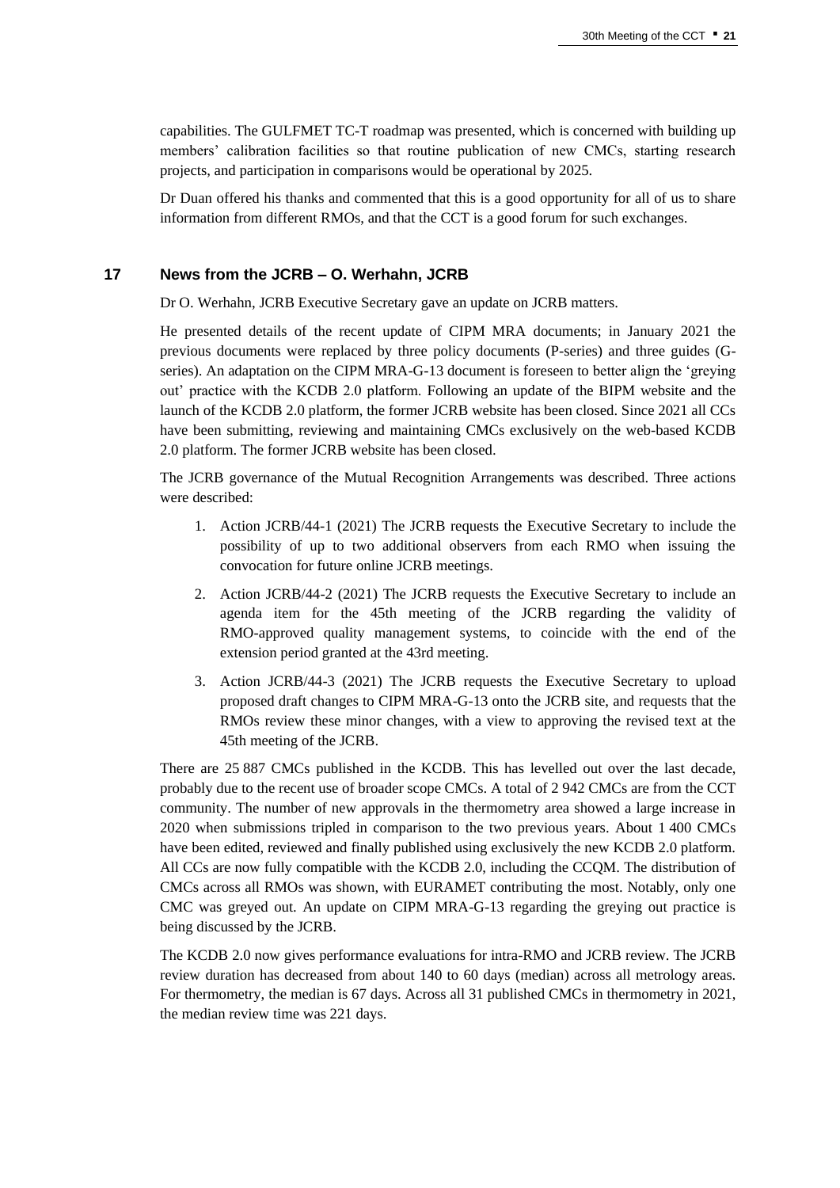capabilities. The GULFMET TC-T roadmap was presented, which is concerned with building up members' calibration facilities so that routine publication of new CMCs, starting research projects, and participation in comparisons would be operational by 2025.

Dr Duan offered his thanks and commented that this is a good opportunity for all of us to share information from different RMOs, and that the CCT is a good forum for such exchanges.

## 17 News from the JCRB – O. Werhahn, JCRB

Dr O. Werhahn, JCRB Executive Secretary gave an update on JCRB matters.

He presented details of the recent update of CIPM MRA documents; in January 2021 the previous documents were replaced by three policy documents (P-series) and three guides (G-series). An adaptation on the CIPM MRA-G-13 document is foreseen to better align the 'greying out' practice with the KCDB 2.0 platform. Following an update of the BIPM website and the launch of the KCDB 2.0 platform, the former JCRB website has been closed. Since 2021 all CCs have been submitting, reviewing and maintaining CMCs exclusively on the web-based KCDB 2.0 platform. The former JCRB website has been closed.

The JCRB governance of the Mutual Recognition Arrangements was described. Three actions were described:

1. Action JCRB/44-1 (2021) The JCRB requests the Executive Secretary to include the possibility of up to two additional observers from each RMO when issuing the convocation for future online JCRB meetings.
2. Action JCRB/44-2 (2021) The JCRB requests the Executive Secretary to include an agenda item for the 45th meeting of the JCRB regarding the validity of RMO-approved quality management systems, to coincide with the end of the extension period granted at the 43rd meeting.
3. Action JCRB/44-3 (2021) The JCRB requests the Executive Secretary to upload proposed draft changes to CIPM MRA-G-13 onto the JCRB site, and requests that the RMOs review these minor changes, with a view to approving the revised text at the 45th meeting of the JCRB.

There are 25 887 CMCs published in the KCDB. This has levelled out over the last decade, probably due to the recent use of broader scope CMCs. A total of 2 942 CMCs are from the CCT community. The number of new approvals in the thermometry area showed a large increase in 2020 when submissions tripled in comparison to the two previous years. About 1 400 CMCs have been edited, reviewed and finally published using exclusively the new KCDB 2.0 platform. All CCs are now fully compatible with the KCDB 2.0, including the CCQM. The distribution of CMCs across all RMOs was shown, with EURAMET contributing the most. Notably, only one CMC was greyed out. An update on CIPM MRA-G-13 regarding the greying out practice is being discussed by the JCRB.

The KCDB 2.0 now gives performance evaluations for intra-RMO and JCRB review. The JCRB review duration has decreased from about 140 to 60 days (median) across all metrology areas. For thermometry, the median is 67 days. Across all 31 published CMCs in thermometry in 2021, the median review time was 221 days.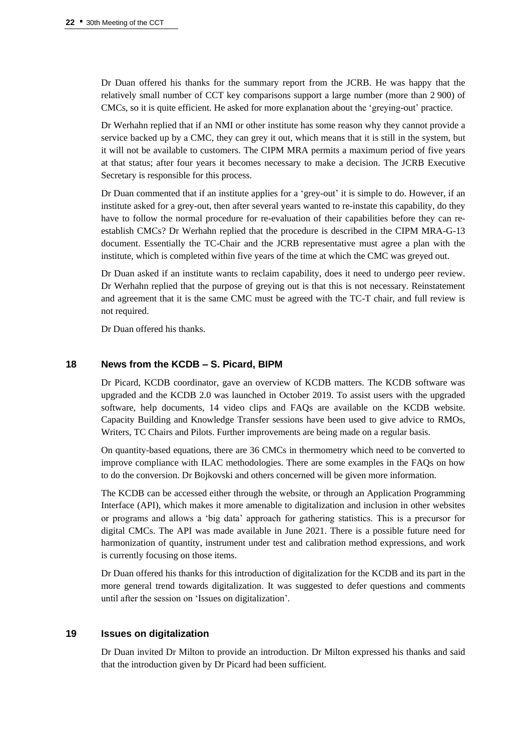Dr Duan offered his thanks for the summary report from the JCRB. He was happy that the relatively small number of CCT key comparisons support a large number (more than 2 900) of CMCs, so it is quite efficient. He asked for more explanation about the 'greying-out' practice.

Dr Werhahn replied that if an NMI or other institute has some reason why they cannot provide a service backed up by a CMC, they can grey it out, which means that it is still in the system, but it will not be available to customers. The CIPM MRA permits a maximum period of five years at that status; after four years it becomes necessary to make a decision. The JCRB Executive Secretary is responsible for this process.

Dr Duan commented that if an institute applies for a 'grey-out' it is simple to do. However, if an institute asked for a grey-out, then after several years wanted to re-instate this capability, do they have to follow the normal procedure for re-evaluation of their capabilities before they can re-establish CMCs? Dr Werhahn replied that the procedure is described in the CIPM MRA-G-13 document. Essentially the TC-Chair and the JCRB representative must agree a plan with the institute, which is completed within five years of the time at which the CMC was greyed out.

Dr Duan asked if an institute wants to reclaim capability, does it need to undergo peer review. Dr Werhahn replied that the purpose of greying out is that this is not necessary. Reinstatement and agreement that it is the same CMC must be agreed with the TC-T chair, and full review is not required.

Dr Duan offered his thanks.

## 18 News from the KCDB – S. Picard, BIPM

Dr Picard, KCDB coordinator, gave an overview of KCDB matters. The KCDB software was upgraded and the KCDB 2.0 was launched in October 2019. To assist users with the upgraded software, help documents, 14 video clips and FAQs are available on the KCDB website. Capacity Building and Knowledge Transfer sessions have been used to give advice to RMOs, Writers, TC Chairs and Pilots. Further improvements are being made on a regular basis.

On quantity-based equations, there are 36 CMCs in thermometry which need to be converted to improve compliance with ILAC methodologies. There are some examples in the FAQs on how to do the conversion. Dr Bojkovski and others concerned will be given more information.

The KCDB can be accessed either through the website, or through an Application Programming Interface (API), which makes it more amenable to digitalization and inclusion in other websites or programs and allows a 'big data' approach for gathering statistics. This is a precursor for digital CMCs. The API was made available in June 2021. There is a possible future need for harmonization of quantity, instrument under test and calibration method expressions, and work is currently focusing on those items.

Dr Duan offered his thanks for this introduction of digitalization for the KCDB and its part in the more general trend towards digitalization. It was suggested to defer questions and comments until after the session on 'Issues on digitalization'.

## 19 Issues on digitalization

Dr Duan invited Dr Milton to provide an introduction. Dr Milton expressed his thanks and said that the introduction given by Dr Picard had been sufficient.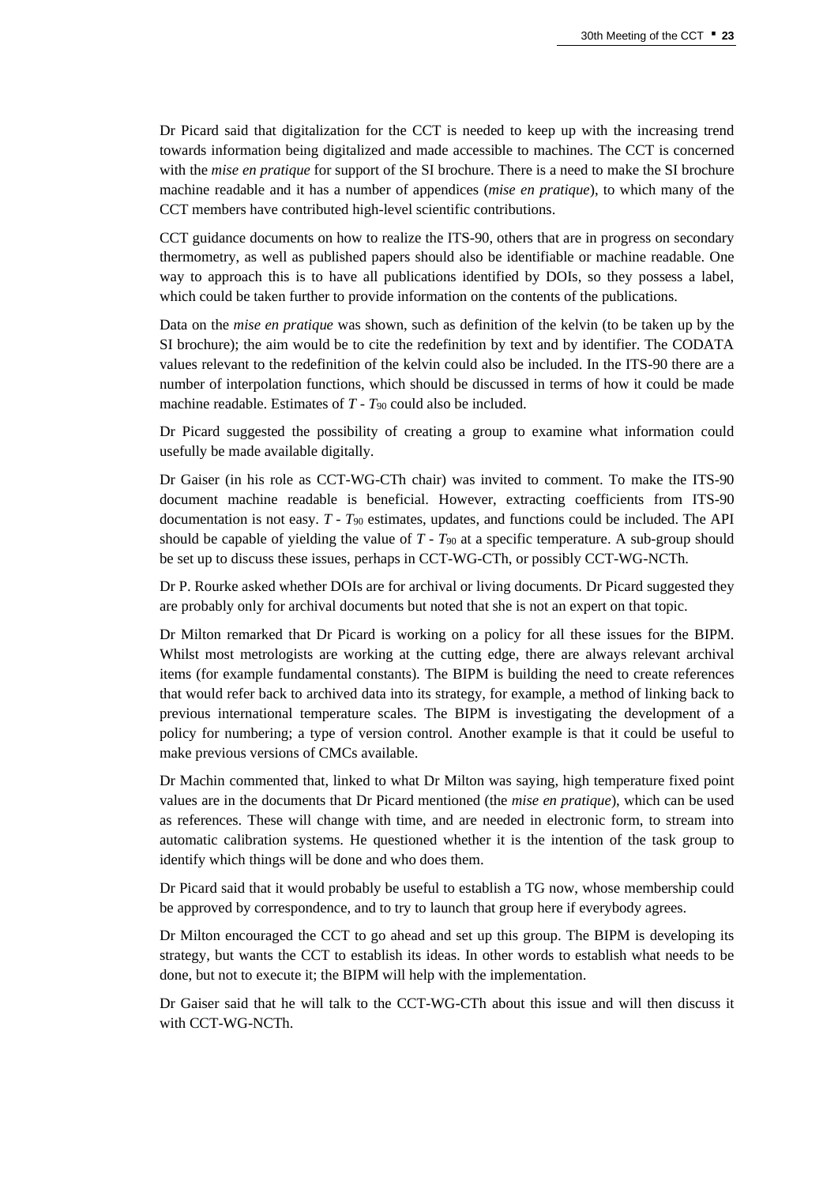Dr Picard said that digitalization for the CCT is needed to keep up with the increasing trend towards information being digitalized and made accessible to machines. The CCT is concerned with the *mise en pratique* for support of the SI brochure. There is a need to make the SI brochure machine readable and it has a number of appendices (*mise en pratique*), to which many of the CCT members have contributed high-level scientific contributions.

CCT guidance documents on how to realize the ITS-90, others that are in progress on secondary thermometry, as well as published papers should also be identifiable or machine readable. One way to approach this is to have all publications identified by DOIs, so they possess a label, which could be taken further to provide information on the contents of the publications.

Data on the *mise en pratique* was shown, such as definition of the kelvin (to be taken up by the SI brochure); the aim would be to cite the redefinition by text and by identifier. The CODATA values relevant to the redefinition of the kelvin could also be included. In the ITS-90 there are a number of interpolation functions, which should be discussed in terms of how it could be made machine readable. Estimates of $T$ - $T_{90}$ could also be included.

Dr Picard suggested the possibility of creating a group to examine what information could usefully be made available digitally.

Dr Gaiser (in his role as CCT-WG-CTh chair) was invited to comment. To make the ITS-90 document machine readable is beneficial. However, extracting coefficients from ITS-90 documentation is not easy. $T$ - $T_{90}$ estimates, updates, and functions could be included. The API should be capable of yielding the value of $T$ - $T_{90}$ at a specific temperature. A sub-group should be set up to discuss these issues, perhaps in CCT-WG-CTh, or possibly CCT-WG-NCTh.

Dr P. Rourke asked whether DOIs are for archival or living documents. Dr Picard suggested they are probably only for archival documents but noted that she is not an expert on that topic.

Dr Milton remarked that Dr Picard is working on a policy for all these issues for the BIPM. Whilst most metrologists are working at the cutting edge, there are always relevant archival items (for example fundamental constants). The BIPM is building the need to create references that would refer back to archived data into its strategy, for example, a method of linking back to previous international temperature scales. The BIPM is investigating the development of a policy for numbering; a type of version control. Another example is that it could be useful to make previous versions of CMCs available.

Dr Machin commented that, linked to what Dr Milton was saying, high temperature fixed point values are in the documents that Dr Picard mentioned (the *mise en pratique*), which can be used as references. These will change with time, and are needed in electronic form, to stream into automatic calibration systems. He questioned whether it is the intention of the task group to identify which things will be done and who does them.

Dr Picard said that it would probably be useful to establish a TG now, whose membership could be approved by correspondence, and to try to launch that group here if everybody agrees.

Dr Milton encouraged the CCT to go ahead and set up this group. The BIPM is developing its strategy, but wants the CCT to establish its ideas. In other words to establish what needs to be done, but not to execute it; the BIPM will help with the implementation.

Dr Gaiser said that he will talk to the CCT-WG-CTh about this issue and will then discuss it with CCT-WG-NCTh.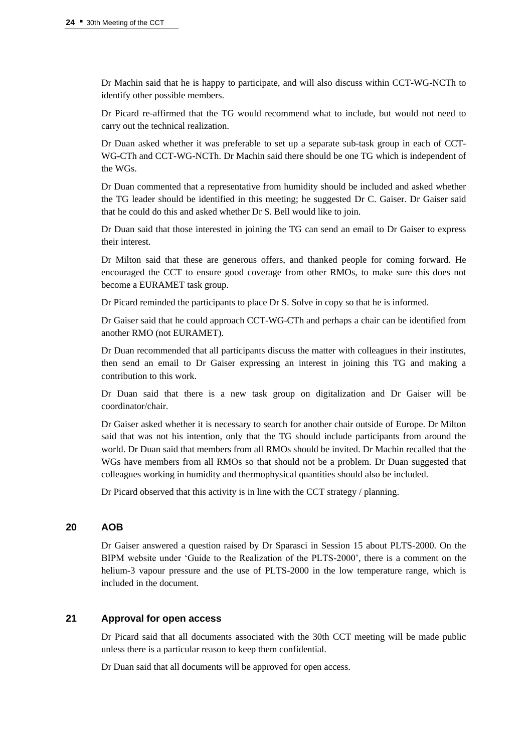Dr Machin said that he is happy to participate, and will also discuss within CCT-WG-NCTh to identify other possible members.

Dr Picard re-affirmed that the TG would recommend what to include, but would not need to carry out the technical realization.

Dr Duan asked whether it was preferable to set up a separate sub-task group in each of CCT-WG-CTh and CCT-WG-NCTh. Dr Machin said there should be one TG which is independent of the WGs.

Dr Duan commented that a representative from humidity should be included and asked whether the TG leader should be identified in this meeting; he suggested Dr C. Gaiser. Dr Gaiser said that he could do this and asked whether Dr S. Bell would like to join.

Dr Duan said that those interested in joining the TG can send an email to Dr Gaiser to express their interest.

Dr Milton said that these are generous offers, and thanked people for coming forward. He encouraged the CCT to ensure good coverage from other RMOs, to make sure this does not become a EURAMET task group.

Dr Picard reminded the participants to place Dr S. Solve in copy so that he is informed.

Dr Gaiser said that he could approach CCT-WG-CTh and perhaps a chair can be identified from another RMO (not EURAMET).

Dr Duan recommended that all participants discuss the matter with colleagues in their institutes, then send an email to Dr Gaiser expressing an interest in joining this TG and making a contribution to this work.

Dr Duan said that there is a new task group on digitalization and Dr Gaiser will be coordinator/chair.

Dr Gaiser asked whether it is necessary to search for another chair outside of Europe. Dr Milton said that was not his intention, only that the TG should include participants from around the world. Dr Duan said that members from all RMOs should be invited. Dr Machin recalled that the WGs have members from all RMOs so that should not be a problem. Dr Duan suggested that colleagues working in humidity and thermophysical quantities should also be included.

Dr Picard observed that this activity is in line with the CCT strategy / planning.

## 20 AOB

Dr Gaiser answered a question raised by Dr Sparasci in Session 15 about PLTS-2000. On the BIPM website under 'Guide to the Realization of the PLTS-2000', there is a comment on the helium-3 vapour pressure and the use of PLTS-2000 in the low temperature range, which is included in the document.

## 21 Approval for open access

Dr Picard said that all documents associated with the 30th CCT meeting will be made public unless there is a particular reason to keep them confidential.

Dr Duan said that all documents will be approved for open access.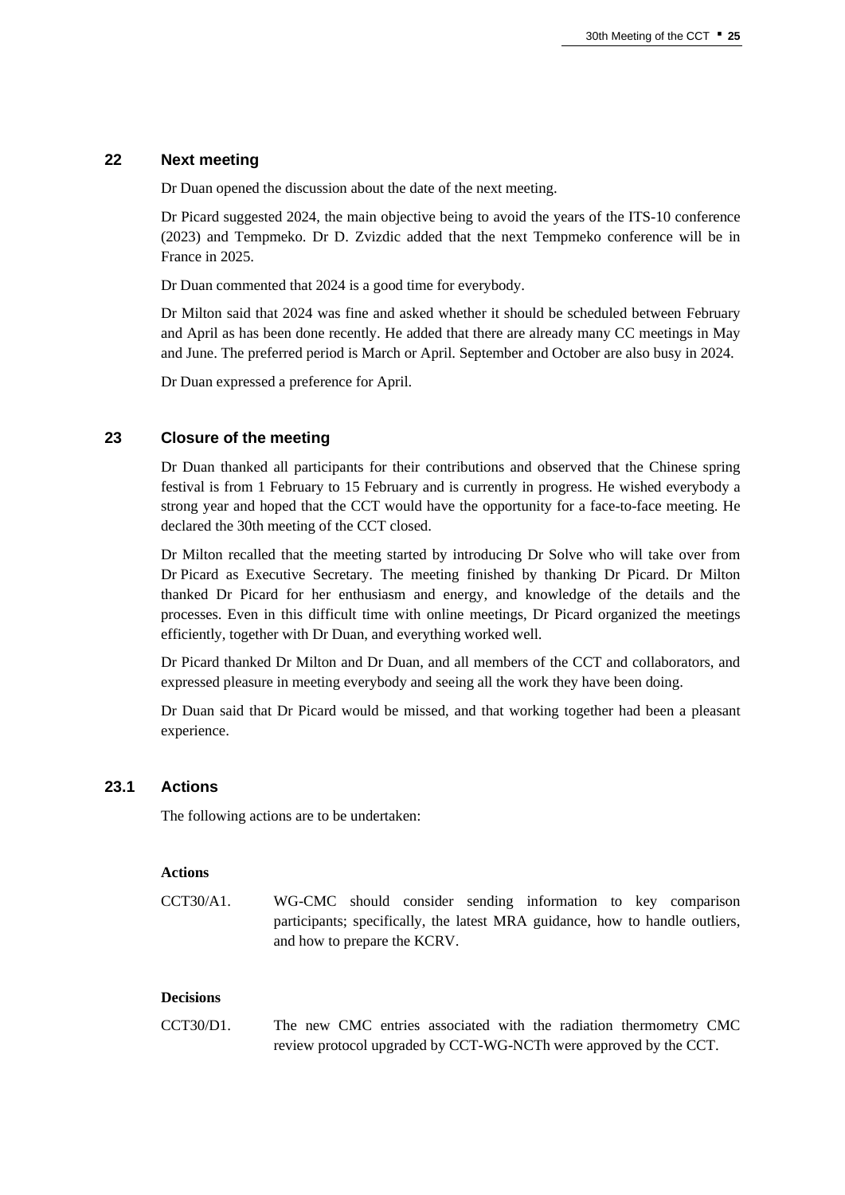## 22 Next meeting

Dr Duan opened the discussion about the date of the next meeting.

Dr Picard suggested 2024, the main objective being to avoid the years of the ITS-10 conference (2023) and Tempmeko. Dr D. Zvizdic added that the next Tempmeko conference will be in France in 2025.

Dr Duan commented that 2024 is a good time for everybody.

Dr Milton said that 2024 was fine and asked whether it should be scheduled between February and April as has been done recently. He added that there are already many CC meetings in May and June. The preferred period is March or April. September and October are also busy in 2024.

Dr Duan expressed a preference for April.

## 23 Closure of the meeting

Dr Duan thanked all participants for their contributions and observed that the Chinese spring festival is from 1 February to 15 February and is currently in progress. He wished everybody a strong year and hoped that the CCT would have the opportunity for a face-to-face meeting. He declared the 30th meeting of the CCT closed.

Dr Milton recalled that the meeting started by introducing Dr Solve who will take over from Dr Picard as Executive Secretary. The meeting finished by thanking Dr Picard. Dr Milton thanked Dr Picard for her enthusiasm and energy, and knowledge of the details and the processes. Even in this difficult time with online meetings, Dr Picard organized the meetings efficiently, together with Dr Duan, and everything worked well.

Dr Picard thanked Dr Milton and Dr Duan, and all members of the CCT and collaborators, and expressed pleasure in meeting everybody and seeing all the work they have been doing.

Dr Duan said that Dr Picard would be missed, and that working together had been a pleasant experience.

### 23.1 Actions

The following actions are to be undertaken:

**Actions**

CCT30/A1. WG-CMC should consider sending information to key comparison participants; specifically, the latest MRA guidance, how to handle outliers, and how to prepare the KCRV.

**Decisions**

CCT30/D1. The new CMC entries associated with the radiation thermometry CMC review protocol upgraded by CCT-WG-NCTh were approved by the CCT.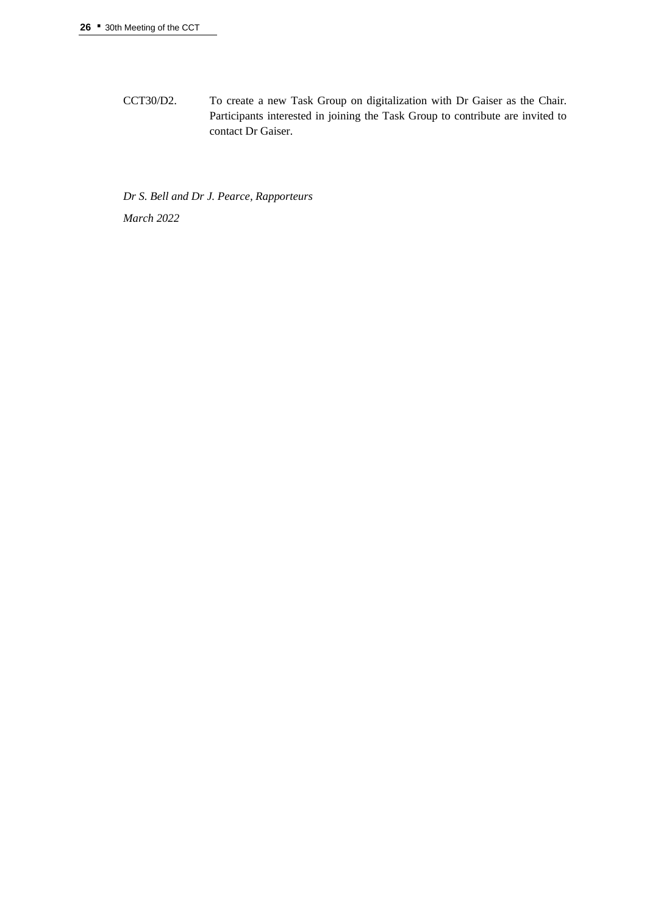CCT30/D2. To create a new Task Group on digitalization with Dr Gaiser as the Chair. Participants interested in joining the Task Group to contribute are invited to contact Dr Gaiser.

*Dr S. Bell and Dr J. Pearce, Rapporteurs*

*March 2022*